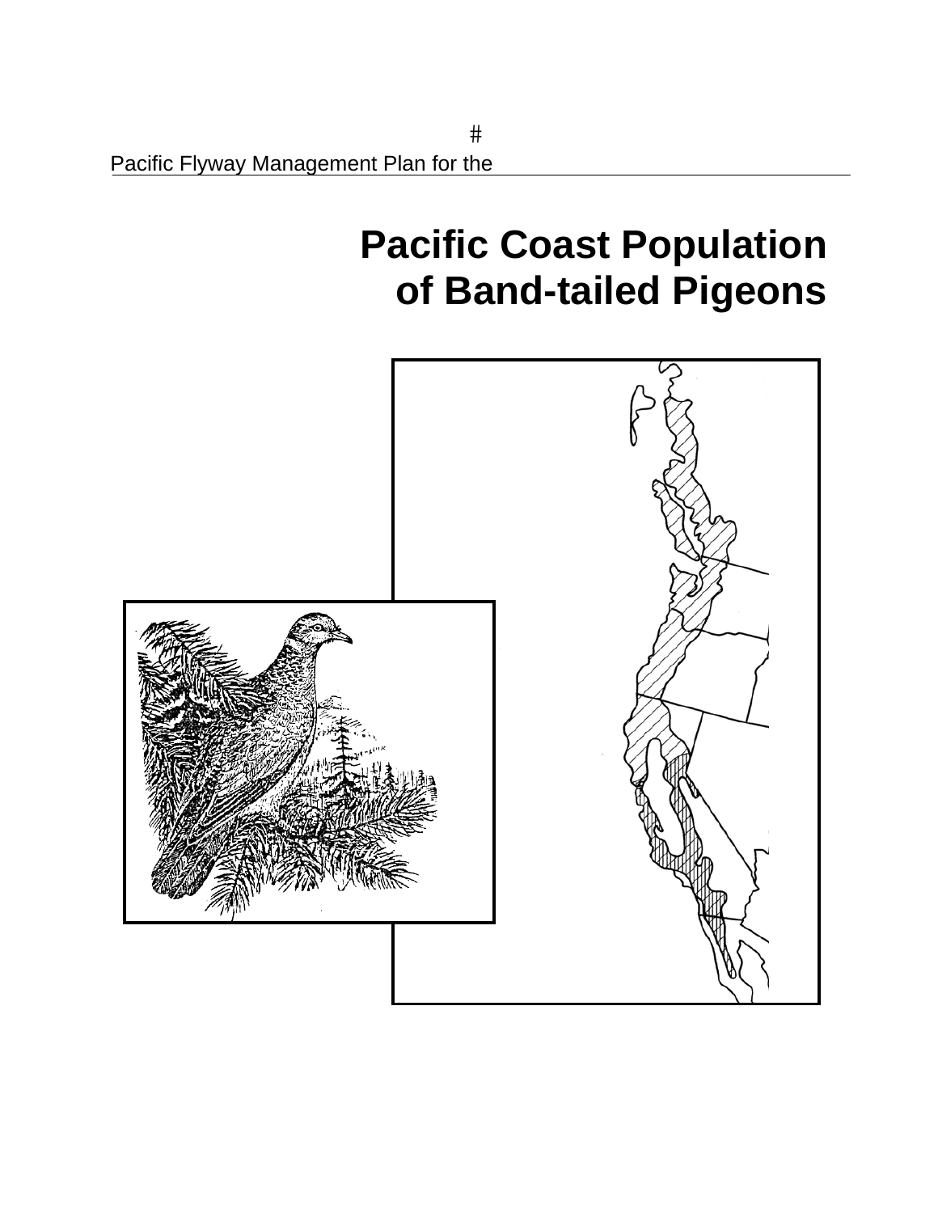#

Pacific Flyway Management Plan for the

# Pacific Coast Population of Band-tailed Pigeons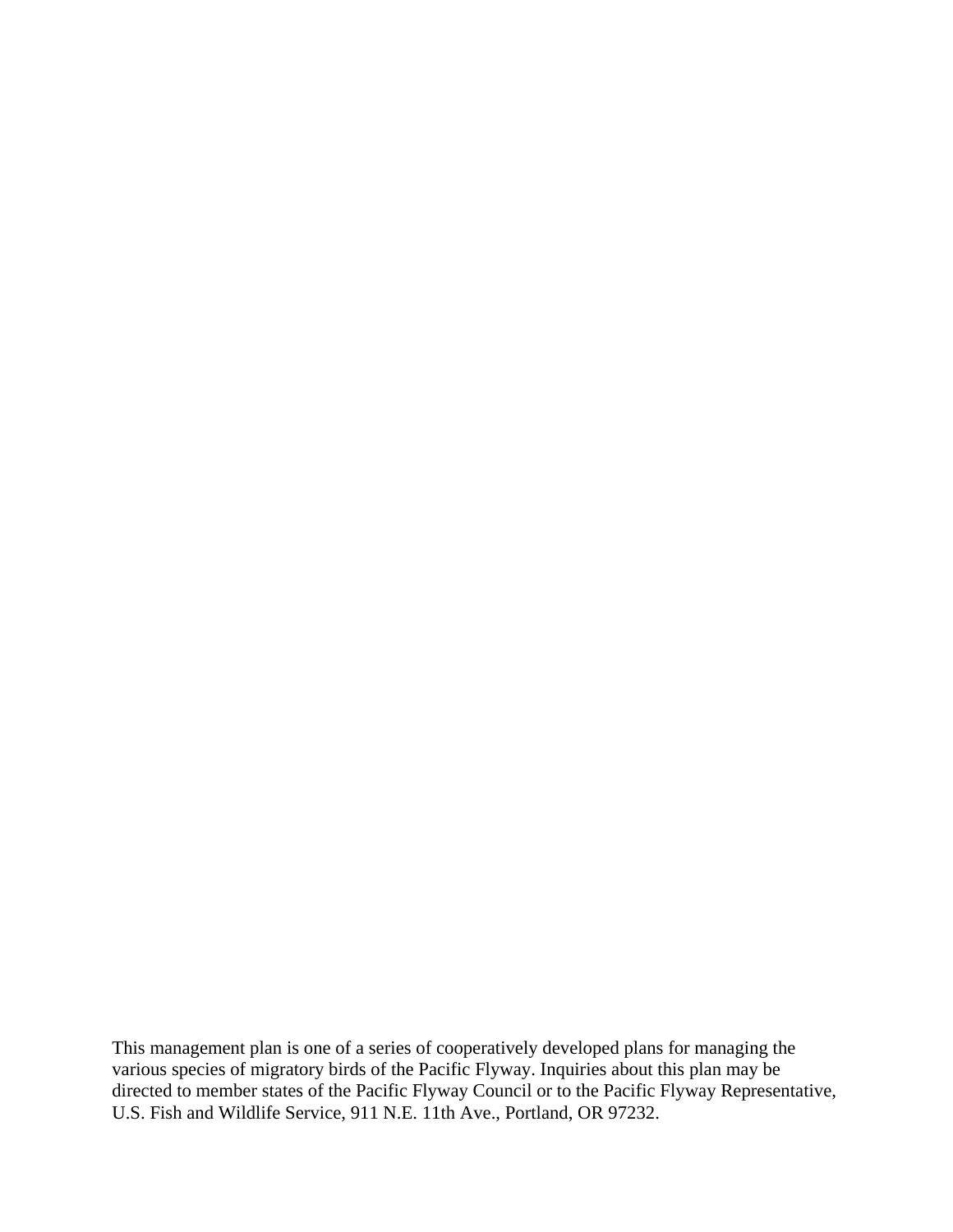This management plan is one of a series of cooperatively developed plans for managing the various species of migratory birds of the Pacific Flyway. Inquiries about this plan may be directed to member states of the Pacific Flyway Council or to the Pacific Flyway Representative, U.S. Fish and Wildlife Service, 911 N.E. 11th Ave., Portland, OR 97232.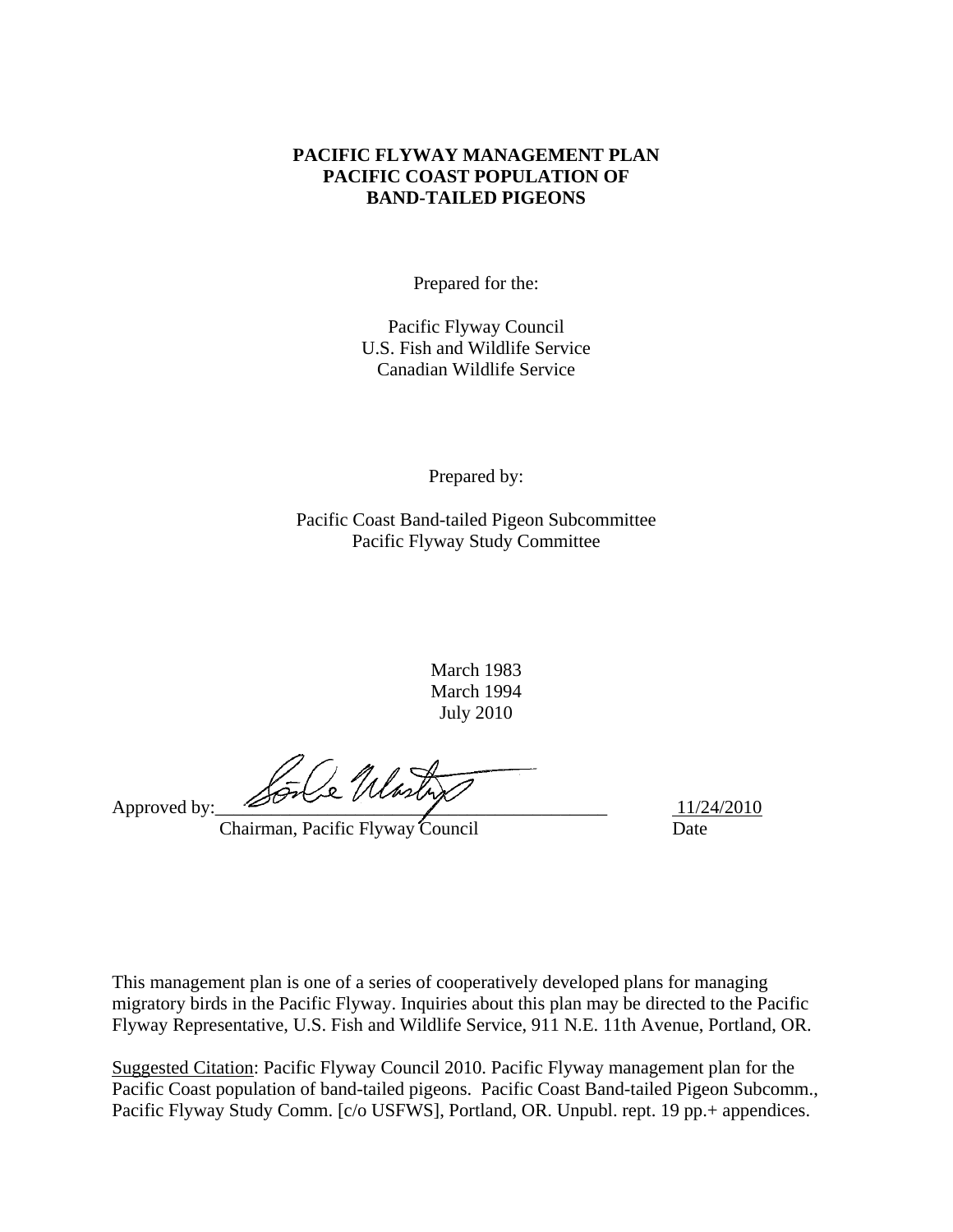# PACIFIC FLYWAY MANAGEMENT PLAN
# PACIFIC COAST POPULATION OF
# BAND-TAILED PIGEONS

Prepared for the:

Pacific Flyway Council
U.S. Fish and Wildlife Service
Canadian Wildlife Service

Prepared by:

Pacific Coast Band-tailed Pigeon Subcommittee
Pacific Flyway Study Committee

March 1983
March 1994
July 2010

Approved by:\_\_\_\_\_\_\_\_\_\_\_\_\_\_\_\_\_\_\_\_\_\_\_\_\_\_\_\_\_\_\_\_\_\_\_\_\_\_\_\_ 11/24/2010
Chairman, Pacific Flyway Council Date

This management plan is one of a series of cooperatively developed plans for managing migratory birds in the Pacific Flyway. Inquiries about this plan may be directed to the Pacific Flyway Representative, U.S. Fish and Wildlife Service, 911 N.E. 11th Avenue, Portland, OR.

<u>Suggested Citation</u>: Pacific Flyway Council 2010. Pacific Flyway management plan for the Pacific Coast population of band-tailed pigeons. Pacific Coast Band-tailed Pigeon Subcomm., Pacific Flyway Study Comm. [c/o USFWS], Portland, OR. Unpubl. rept. 19 pp.+ appendices.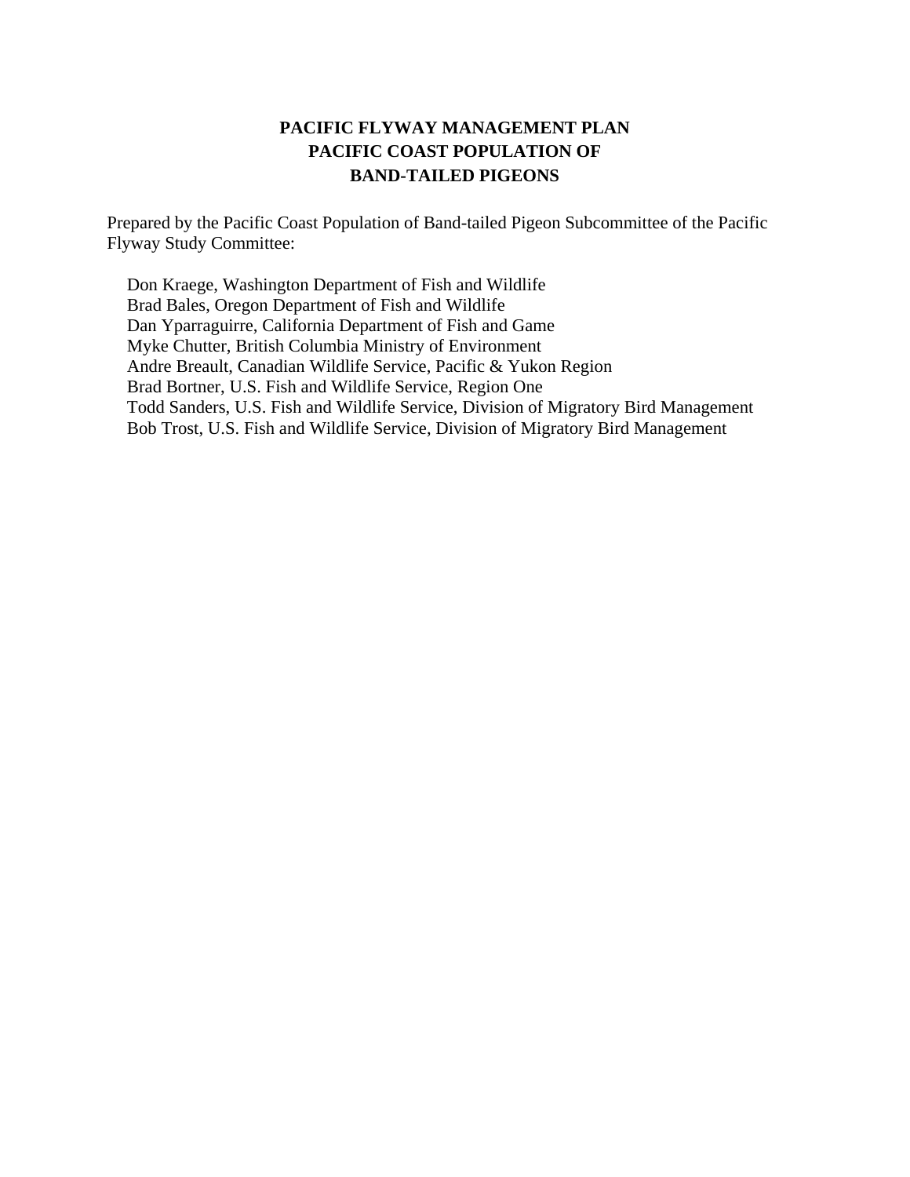# PACIFIC FLYWAY MANAGEMENT PLAN
# PACIFIC COAST POPULATION OF
# BAND-TAILED PIGEONS

Prepared by the Pacific Coast Population of Band-tailed Pigeon Subcommittee of the Pacific Flyway Study Committee:

Don Kraege, Washington Department of Fish and Wildlife
Brad Bales, Oregon Department of Fish and Wildlife
Dan Yparraguirre, California Department of Fish and Game
Myke Chutter, British Columbia Ministry of Environment
Andre Breault, Canadian Wildlife Service, Pacific & Yukon Region
Brad Bortner, U.S. Fish and Wildlife Service, Region One
Todd Sanders, U.S. Fish and Wildlife Service, Division of Migratory Bird Management
Bob Trost, U.S. Fish and Wildlife Service, Division of Migratory Bird Management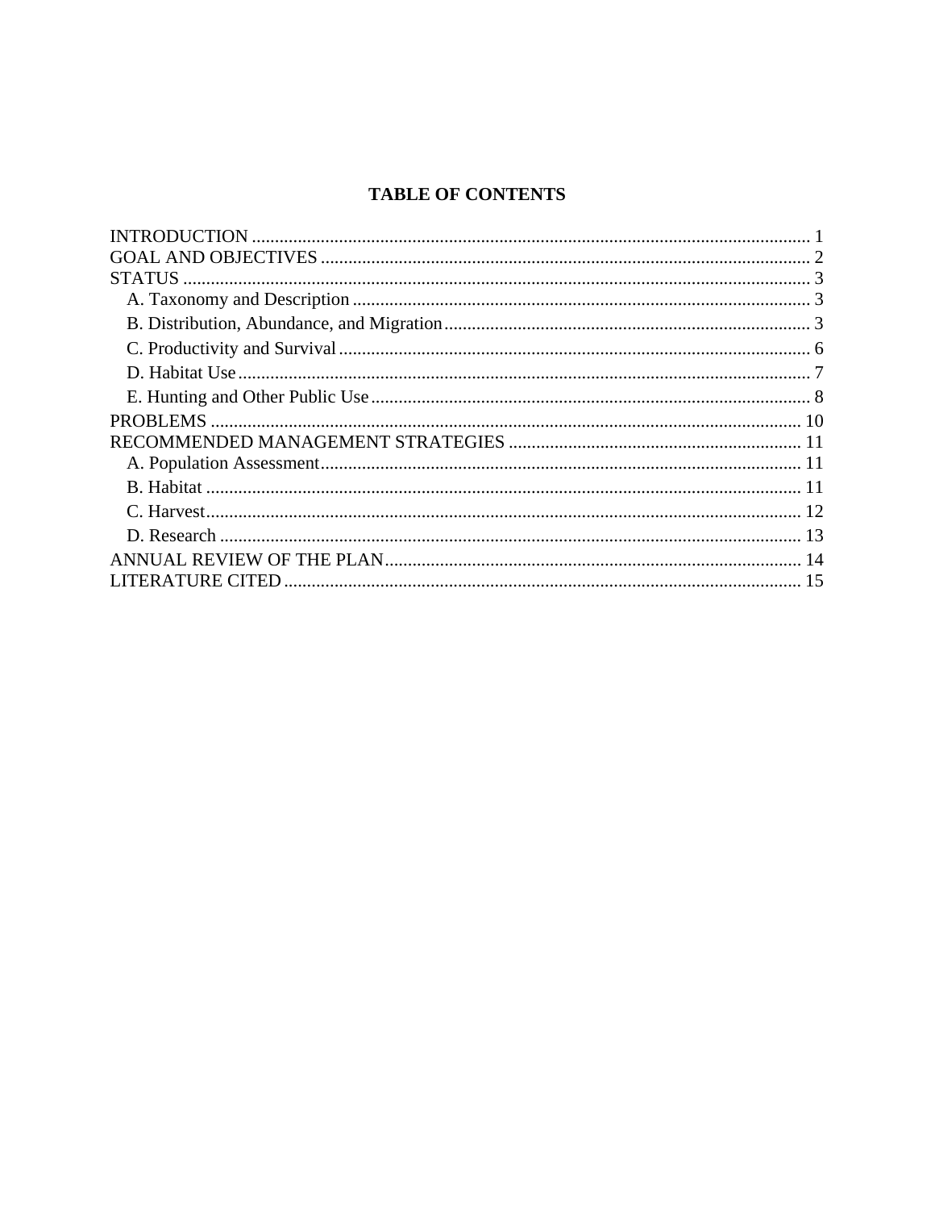# TABLE OF CONTENTS

INTRODUCTION ..... 1
GOAL AND OBJECTIVES ..... 2
STATUS ..... 3
- A. Taxonomy and Description ..... 3
- B. Distribution, Abundance, and Migration ..... 3
- C. Productivity and Survival ..... 6
- D. Habitat Use ..... 7
- E. Hunting and Other Public Use ..... 8

PROBLEMS ..... 10
RECOMMENDED MANAGEMENT STRATEGIES ..... 11
- A. Population Assessment ..... 11
- B. Habitat ..... 11
- C. Harvest ..... 12
- D. Research ..... 13

ANNUAL REVIEW OF THE PLAN ..... 14
LITERATURE CITED ..... 15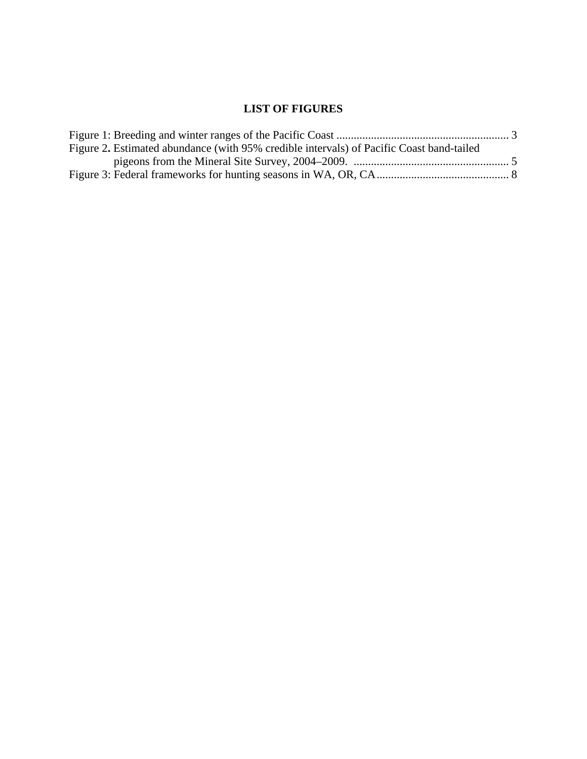# LIST OF FIGURES

Figure 1: Breeding and winter ranges of the Pacific Coast ........................................................... 3
Figure 2**.** Estimated abundance (with 95% credible intervals) of Pacific Coast band-tailed pigeons from the Mineral Site Survey, 2004–2009. ...................................................... 5
Figure 3: Federal frameworks for hunting seasons in WA, OR, CA............................................. 8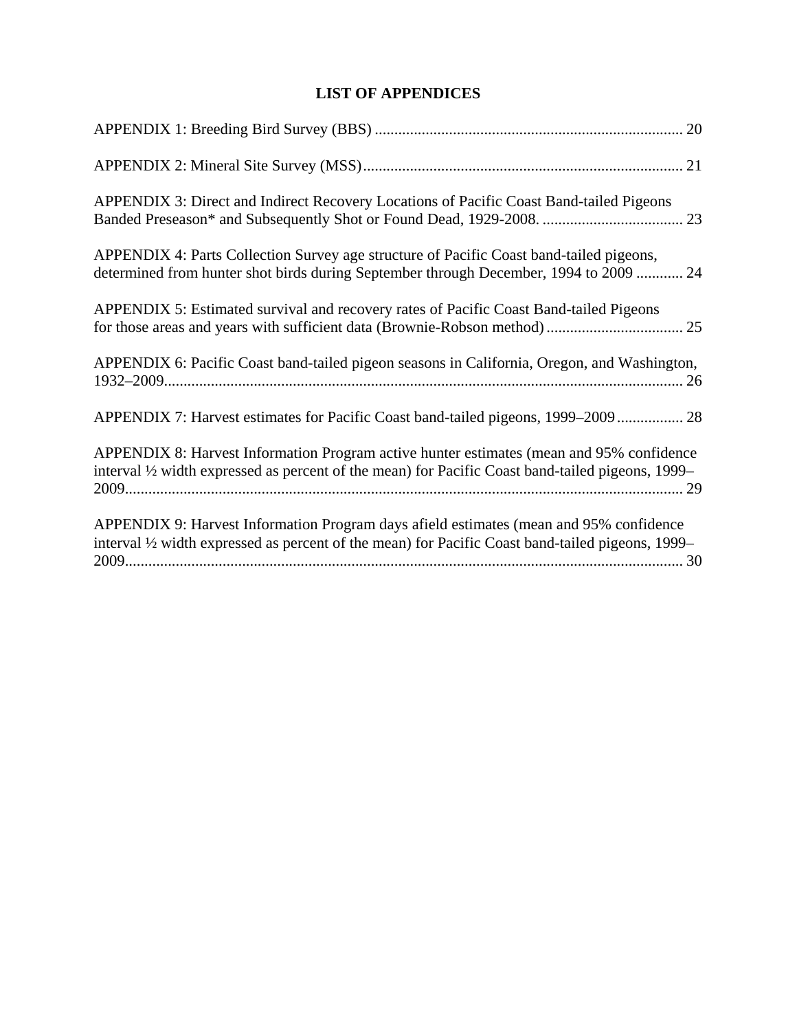# LIST OF APPENDICES

APPENDIX 1: Breeding Bird Survey (BBS) ............................................................................. 20

APPENDIX 2: Mineral Site Survey (MSS) ................................................................................ 21

APPENDIX 3: Direct and Indirect Recovery Locations of Pacific Coast Band-tailed Pigeons Banded Preseason* and Subsequently Shot or Found Dead, 1929-2008. .................................... 23

APPENDIX 4: Parts Collection Survey age structure of Pacific Coast band-tailed pigeons, determined from hunter shot birds during September through December, 1994 to 2009 ............ 24

APPENDIX 5: Estimated survival and recovery rates of Pacific Coast Band-tailed Pigeons for those areas and years with sufficient data (Brownie-Robson method) ................................... 25

APPENDIX 6: Pacific Coast band-tailed pigeon seasons in California, Oregon, and Washington, 1932–2009................................................................................................................................... 26

APPENDIX 7: Harvest estimates for Pacific Coast band-tailed pigeons, 1999–2009................. 28

APPENDIX 8: Harvest Information Program active hunter estimates (mean and 95% confidence interval ½ width expressed as percent of the mean) for Pacific Coast band-tailed pigeons, 1999–2009............................................................................................................................................ 29

APPENDIX 9: Harvest Information Program days afield estimates (mean and 95% confidence interval ½ width expressed as percent of the mean) for Pacific Coast band-tailed pigeons, 1999–2009............................................................................................................................................ 30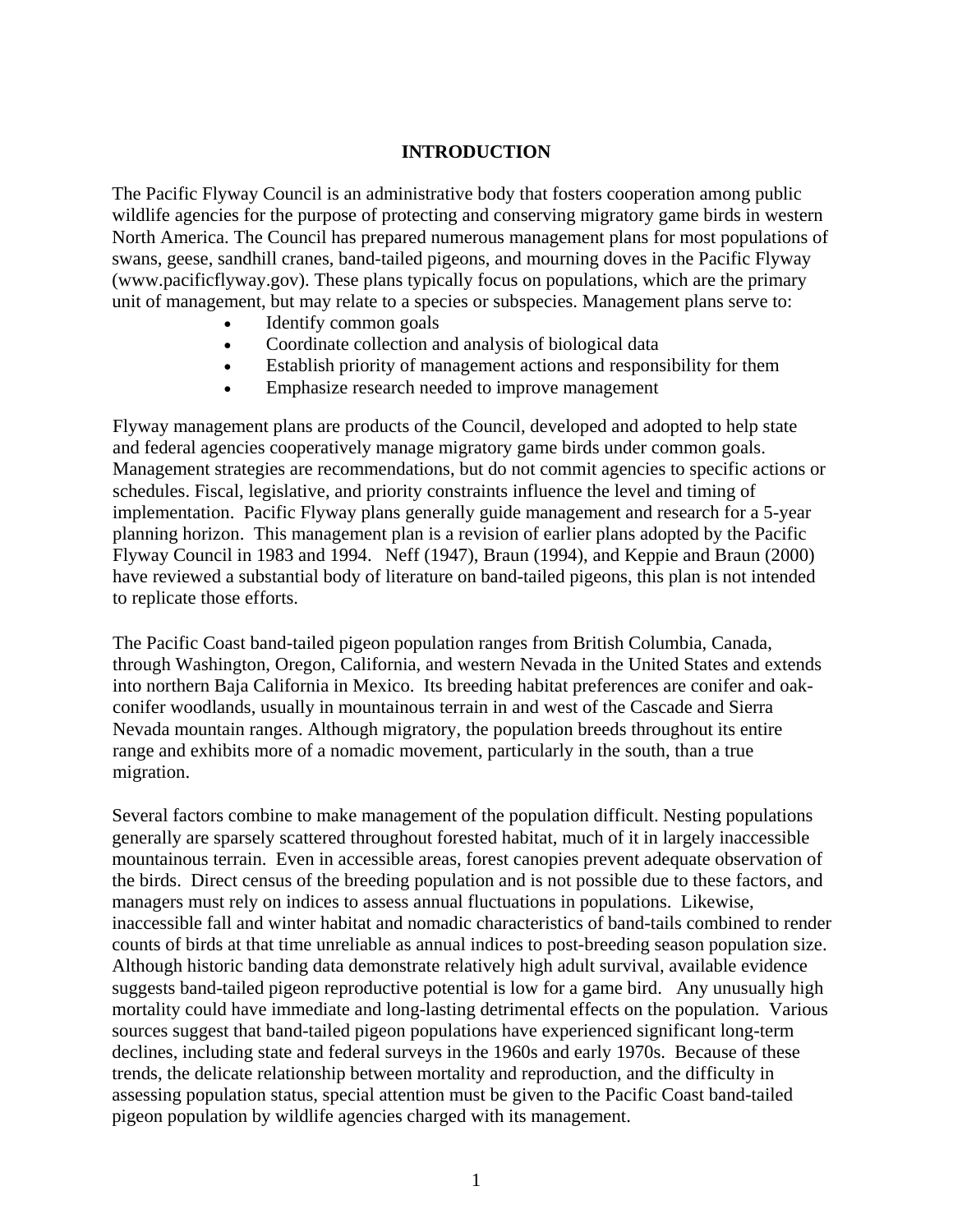# INTRODUCTION

The Pacific Flyway Council is an administrative body that fosters cooperation among public wildlife agencies for the purpose of protecting and conserving migratory game birds in western North America. The Council has prepared numerous management plans for most populations of swans, geese, sandhill cranes, band-tailed pigeons, and mourning doves in the Pacific Flyway (www.pacificflyway.gov). These plans typically focus on populations, which are the primary unit of management, but may relate to a species or subspecies. Management plans serve to:

- Identify common goals
- Coordinate collection and analysis of biological data
- Establish priority of management actions and responsibility for them
- Emphasize research needed to improve management

Flyway management plans are products of the Council, developed and adopted to help state and federal agencies cooperatively manage migratory game birds under common goals. Management strategies are recommendations, but do not commit agencies to specific actions or schedules. Fiscal, legislative, and priority constraints influence the level and timing of implementation. Pacific Flyway plans generally guide management and research for a 5-year planning horizon. This management plan is a revision of earlier plans adopted by the Pacific Flyway Council in 1983 and 1994. Neff (1947), Braun (1994), and Keppie and Braun (2000) have reviewed a substantial body of literature on band-tailed pigeons, this plan is not intended to replicate those efforts.

The Pacific Coast band-tailed pigeon population ranges from British Columbia, Canada, through Washington, Oregon, California, and western Nevada in the United States and extends into northern Baja California in Mexico. Its breeding habitat preferences are conifer and oak-conifer woodlands, usually in mountainous terrain in and west of the Cascade and Sierra Nevada mountain ranges. Although migratory, the population breeds throughout its entire range and exhibits more of a nomadic movement, particularly in the south, than a true migration.

Several factors combine to make management of the population difficult. Nesting populations generally are sparsely scattered throughout forested habitat, much of it in largely inaccessible mountainous terrain. Even in accessible areas, forest canopies prevent adequate observation of the birds. Direct census of the breeding population and is not possible due to these factors, and managers must rely on indices to assess annual fluctuations in populations. Likewise, inaccessible fall and winter habitat and nomadic characteristics of band-tails combined to render counts of birds at that time unreliable as annual indices to post-breeding season population size. Although historic banding data demonstrate relatively high adult survival, available evidence suggests band-tailed pigeon reproductive potential is low for a game bird. Any unusually high mortality could have immediate and long-lasting detrimental effects on the population. Various sources suggest that band-tailed pigeon populations have experienced significant long-term declines, including state and federal surveys in the 1960s and early 1970s. Because of these trends, the delicate relationship between mortality and reproduction, and the difficulty in assessing population status, special attention must be given to the Pacific Coast band-tailed pigeon population by wildlife agencies charged with its management.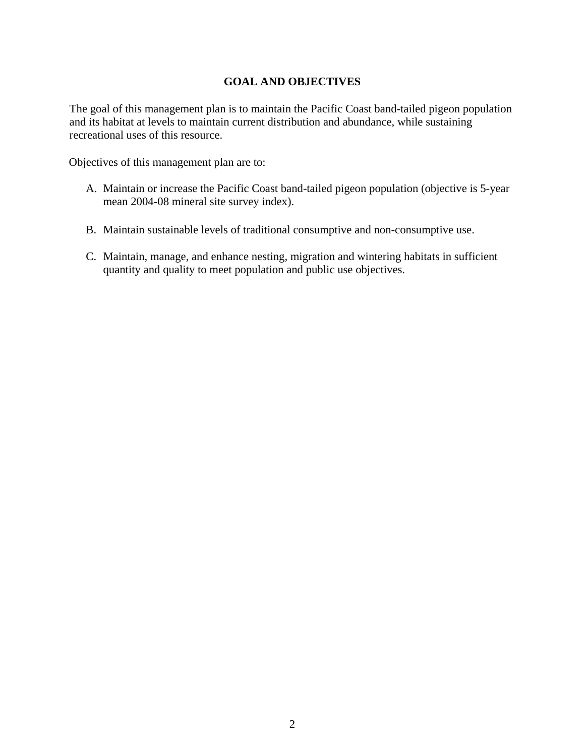# GOAL AND OBJECTIVES

The goal of this management plan is to maintain the Pacific Coast band-tailed pigeon population and its habitat at levels to maintain current distribution and abundance, while sustaining recreational uses of this resource.

Objectives of this management plan are to:

A. Maintain or increase the Pacific Coast band-tailed pigeon population (objective is 5-year mean 2004-08 mineral site survey index).

B. Maintain sustainable levels of traditional consumptive and non-consumptive use.

C. Maintain, manage, and enhance nesting, migration and wintering habitats in sufficient quantity and quality to meet population and public use objectives.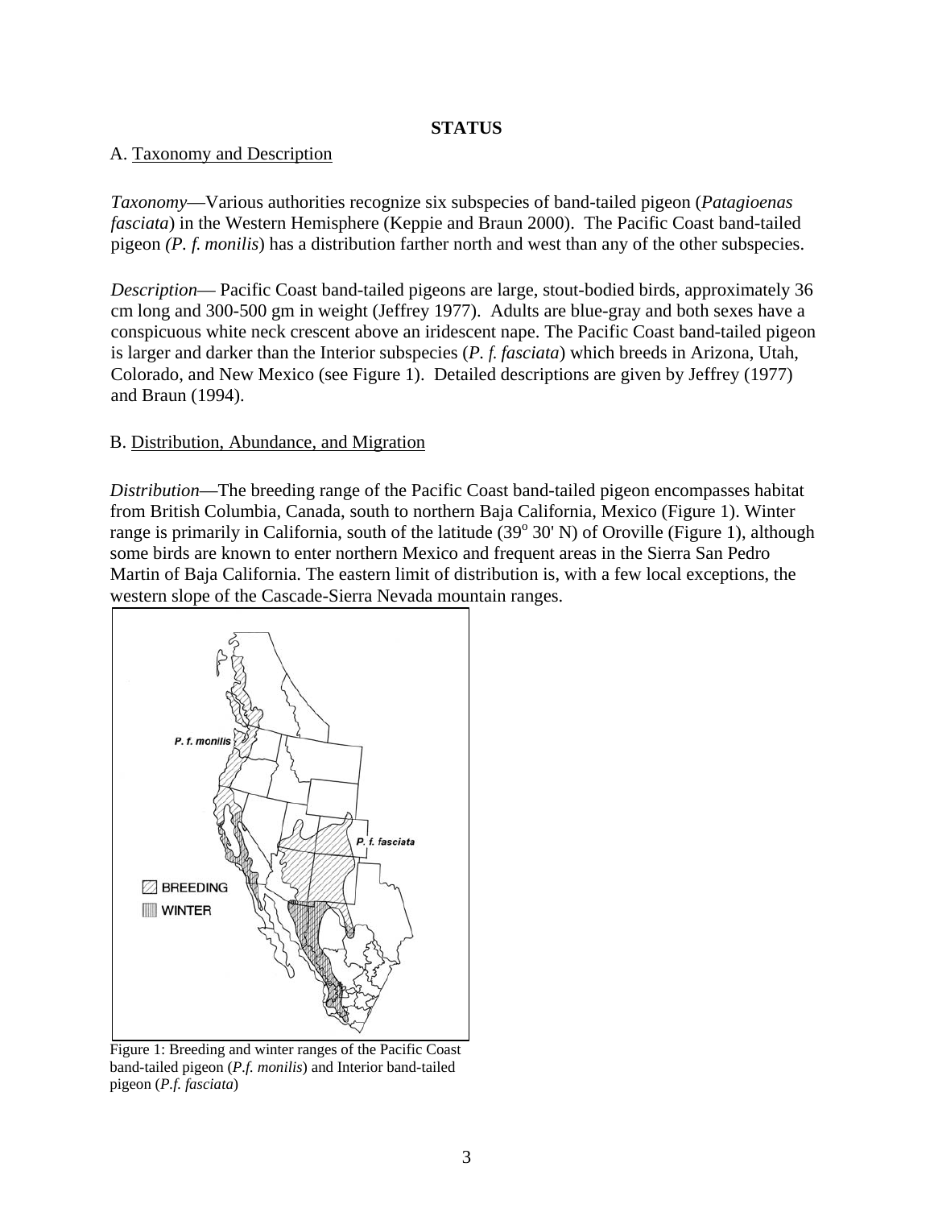## STATUS

### A. Taxonomy and Description

*Taxonomy*—Various authorities recognize six subspecies of band-tailed pigeon (*Patagioenas fasciata*) in the Western Hemisphere (Keppie and Braun 2000). The Pacific Coast band-tailed pigeon *(P. f. monilis*) has a distribution farther north and west than any of the other subspecies.

*Description*— Pacific Coast band-tailed pigeons are large, stout-bodied birds, approximately 36 cm long and 300-500 gm in weight (Jeffrey 1977). Adults are blue-gray and both sexes have a conspicuous white neck crescent above an iridescent nape. The Pacific Coast band-tailed pigeon is larger and darker than the Interior subspecies (*P. f. fasciata*) which breeds in Arizona, Utah, Colorado, and New Mexico (see Figure 1). Detailed descriptions are given by Jeffrey (1977) and Braun (1994).

### B. Distribution, Abundance, and Migration

*Distribution*—The breeding range of the Pacific Coast band-tailed pigeon encompasses habitat from British Columbia, Canada, south to northern Baja California, Mexico (Figure 1). Winter range is primarily in California, south of the latitude (39$^o$ 30' N) of Oroville (Figure 1), although some birds are known to enter northern Mexico and frequent areas in the Sierra San Pedro Martin of Baja California. The eastern limit of distribution is, with a few local exceptions, the western slope of the Cascade-Sierra Nevada mountain ranges.

Figure 1: Breeding and winter ranges of the Pacific Coast band-tailed pigeon (*P.f. monilis*) and Interior band-tailed pigeon (*P.f. fasciata*)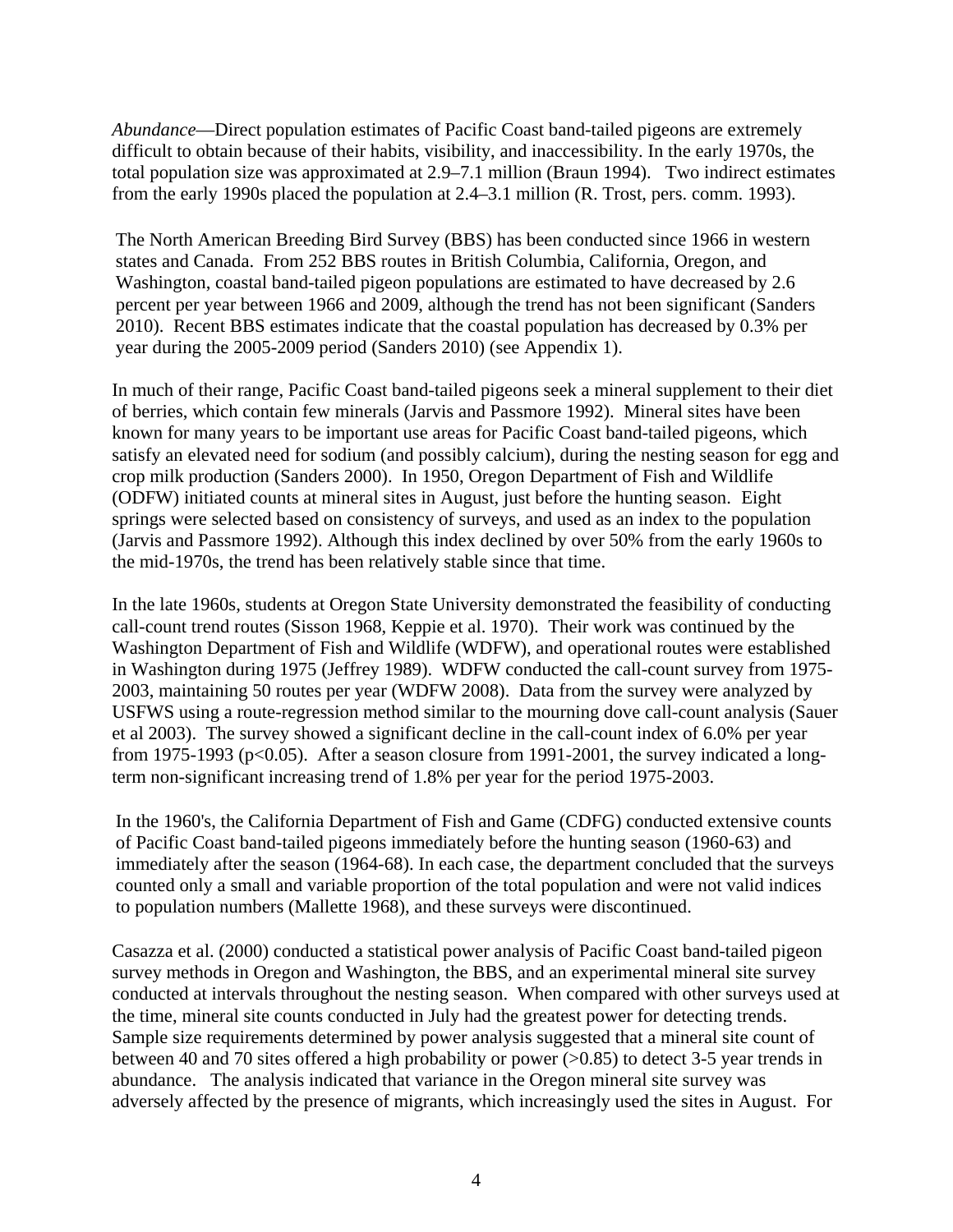*Abundance*—Direct population estimates of Pacific Coast band-tailed pigeons are extremely difficult to obtain because of their habits, visibility, and inaccessibility. In the early 1970s, the total population size was approximated at 2.9–7.1 million (Braun 1994). Two indirect estimates from the early 1990s placed the population at 2.4–3.1 million (R. Trost, pers. comm. 1993).

The North American Breeding Bird Survey (BBS) has been conducted since 1966 in western states and Canada. From 252 BBS routes in British Columbia, California, Oregon, and Washington, coastal band-tailed pigeon populations are estimated to have decreased by 2.6 percent per year between 1966 and 2009, although the trend has not been significant (Sanders 2010). Recent BBS estimates indicate that the coastal population has decreased by 0.3% per year during the 2005-2009 period (Sanders 2010) (see Appendix 1).

In much of their range, Pacific Coast band-tailed pigeons seek a mineral supplement to their diet of berries, which contain few minerals (Jarvis and Passmore 1992). Mineral sites have been known for many years to be important use areas for Pacific Coast band-tailed pigeons, which satisfy an elevated need for sodium (and possibly calcium), during the nesting season for egg and crop milk production (Sanders 2000). In 1950, Oregon Department of Fish and Wildlife (ODFW) initiated counts at mineral sites in August, just before the hunting season. Eight springs were selected based on consistency of surveys, and used as an index to the population (Jarvis and Passmore 1992). Although this index declined by over 50% from the early 1960s to the mid-1970s, the trend has been relatively stable since that time.

In the late 1960s, students at Oregon State University demonstrated the feasibility of conducting call-count trend routes (Sisson 1968, Keppie et al. 1970). Their work was continued by the Washington Department of Fish and Wildlife (WDFW), and operational routes were established in Washington during 1975 (Jeffrey 1989). WDFW conducted the call-count survey from 1975-2003, maintaining 50 routes per year (WDFW 2008). Data from the survey were analyzed by USFWS using a route-regression method similar to the mourning dove call-count analysis (Sauer et al 2003). The survey showed a significant decline in the call-count index of 6.0% per year from 1975-1993 ($p<0.05$). After a season closure from 1991-2001, the survey indicated a long-term non-significant increasing trend of 1.8% per year for the period 1975-2003.

In the 1960's, the California Department of Fish and Game (CDFG) conducted extensive counts of Pacific Coast band-tailed pigeons immediately before the hunting season (1960-63) and immediately after the season (1964-68). In each case, the department concluded that the surveys counted only a small and variable proportion of the total population and were not valid indices to population numbers (Mallette 1968), and these surveys were discontinued.

Casazza et al. (2000) conducted a statistical power analysis of Pacific Coast band-tailed pigeon survey methods in Oregon and Washington, the BBS, and an experimental mineral site survey conducted at intervals throughout the nesting season. When compared with other surveys used at the time, mineral site counts conducted in July had the greatest power for detecting trends. Sample size requirements determined by power analysis suggested that a mineral site count of between 40 and 70 sites offered a high probability or power (>0.85) to detect 3-5 year trends in abundance. The analysis indicated that variance in the Oregon mineral site survey was adversely affected by the presence of migrants, which increasingly used the sites in August. For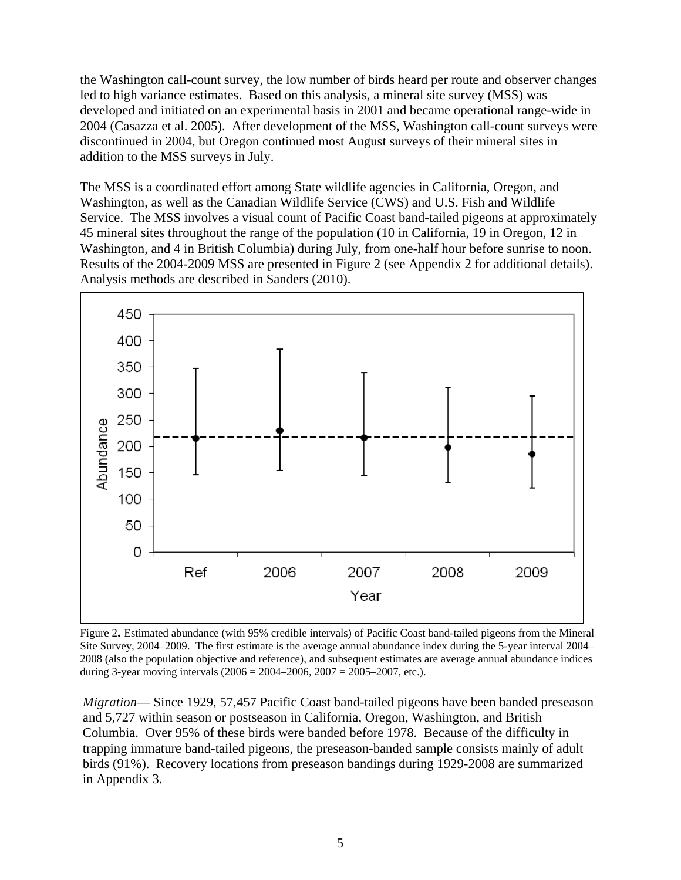the Washington call-count survey, the low number of birds heard per route and observer changes led to high variance estimates. Based on this analysis, a mineral site survey (MSS) was developed and initiated on an experimental basis in 2001 and became operational range-wide in 2004 (Casazza et al. 2005). After development of the MSS, Washington call-count surveys were discontinued in 2004, but Oregon continued most August surveys of their mineral sites in addition to the MSS surveys in July.

The MSS is a coordinated effort among State wildlife agencies in California, Oregon, and Washington, as well as the Canadian Wildlife Service (CWS) and U.S. Fish and Wildlife Service. The MSS involves a visual count of Pacific Coast band-tailed pigeons at approximately 45 mineral sites throughout the range of the population (10 in California, 19 in Oregon, 12 in Washington, and 4 in British Columbia) during July, from one-half hour before sunrise to noon. Results of the 2004-2009 MSS are presented in Figure 2 (see Appendix 2 for additional details). Analysis methods are described in Sanders (2010).

Figure 2**.** Estimated abundance (with 95% credible intervals) of Pacific Coast band-tailed pigeons from the Mineral Site Survey, 2004–2009. The first estimate is the average annual abundance index during the 5-year interval 2004–2008 (also the population objective and reference), and subsequent estimates are average annual abundance indices during 3-year moving intervals (2006 = 2004–2006, 2007 = 2005–2007, etc.).

*Migration*— Since 1929, 57,457 Pacific Coast band-tailed pigeons have been banded preseason and 5,727 within season or postseason in California, Oregon, Washington, and British Columbia. Over 95% of these birds were banded before 1978. Because of the difficulty in trapping immature band-tailed pigeons, the preseason-banded sample consists mainly of adult birds (91%). Recovery locations from preseason bandings during 1929-2008 are summarized in Appendix 3.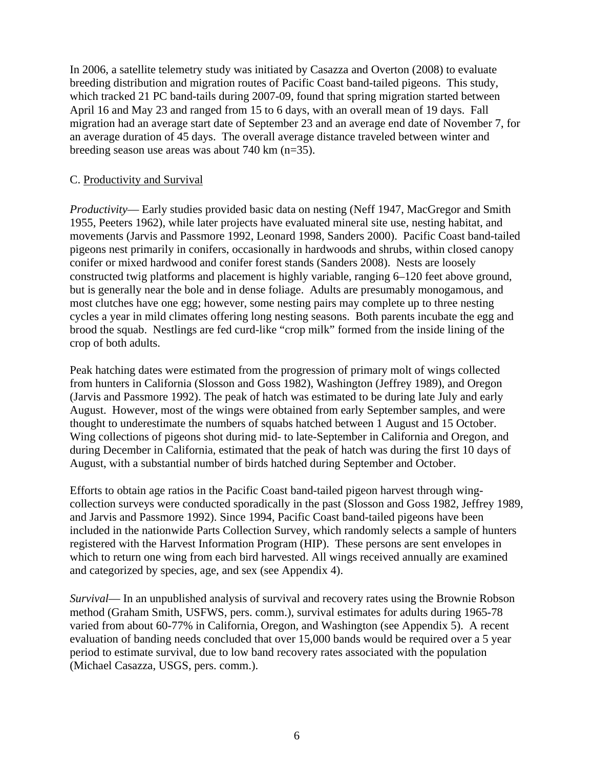In 2006, a satellite telemetry study was initiated by Casazza and Overton (2008) to evaluate breeding distribution and migration routes of Pacific Coast band-tailed pigeons. This study, which tracked 21 PC band-tails during 2007-09, found that spring migration started between April 16 and May 23 and ranged from 15 to 6 days, with an overall mean of 19 days. Fall migration had an average start date of September 23 and an average end date of November 7, for an average duration of 45 days. The overall average distance traveled between winter and breeding season use areas was about 740 km (n=35).

C. Productivity and Survival

*Productivity*— Early studies provided basic data on nesting (Neff 1947, MacGregor and Smith 1955, Peeters 1962), while later projects have evaluated mineral site use, nesting habitat, and movements (Jarvis and Passmore 1992, Leonard 1998, Sanders 2000). Pacific Coast band-tailed pigeons nest primarily in conifers, occasionally in hardwoods and shrubs, within closed canopy conifer or mixed hardwood and conifer forest stands (Sanders 2008). Nests are loosely constructed twig platforms and placement is highly variable, ranging 6–120 feet above ground, but is generally near the bole and in dense foliage. Adults are presumably monogamous, and most clutches have one egg; however, some nesting pairs may complete up to three nesting cycles a year in mild climates offering long nesting seasons. Both parents incubate the egg and brood the squab. Nestlings are fed curd-like "crop milk" formed from the inside lining of the crop of both adults.

Peak hatching dates were estimated from the progression of primary molt of wings collected from hunters in California (Slosson and Goss 1982), Washington (Jeffrey 1989), and Oregon (Jarvis and Passmore 1992). The peak of hatch was estimated to be during late July and early August. However, most of the wings were obtained from early September samples, and were thought to underestimate the numbers of squabs hatched between 1 August and 15 October. Wing collections of pigeons shot during mid- to late-September in California and Oregon, and during December in California, estimated that the peak of hatch was during the first 10 days of August, with a substantial number of birds hatched during September and October.

Efforts to obtain age ratios in the Pacific Coast band-tailed pigeon harvest through wing-collection surveys were conducted sporadically in the past (Slosson and Goss 1982, Jeffrey 1989, and Jarvis and Passmore 1992). Since 1994, Pacific Coast band-tailed pigeons have been included in the nationwide Parts Collection Survey, which randomly selects a sample of hunters registered with the Harvest Information Program (HIP). These persons are sent envelopes in which to return one wing from each bird harvested. All wings received annually are examined and categorized by species, age, and sex (see Appendix 4).

*Survival*— In an unpublished analysis of survival and recovery rates using the Brownie Robson method (Graham Smith, USFWS, pers. comm.), survival estimates for adults during 1965-78 varied from about 60-77% in California, Oregon, and Washington (see Appendix 5). A recent evaluation of banding needs concluded that over 15,000 bands would be required over a 5 year period to estimate survival, due to low band recovery rates associated with the population (Michael Casazza, USGS, pers. comm.).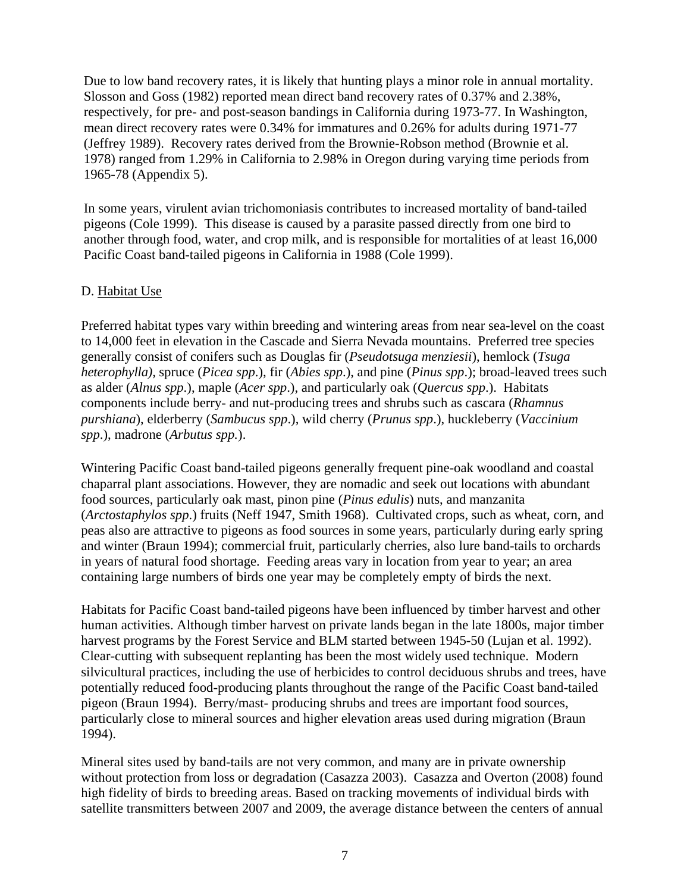Due to low band recovery rates, it is likely that hunting plays a minor role in annual mortality. Slosson and Goss (1982) reported mean direct band recovery rates of 0.37% and 2.38%, respectively, for pre- and post-season bandings in California during 1973-77. In Washington, mean direct recovery rates were 0.34% for immatures and 0.26% for adults during 1971-77 (Jeffrey 1989). Recovery rates derived from the Brownie-Robson method (Brownie et al. 1978) ranged from 1.29% in California to 2.98% in Oregon during varying time periods from 1965-78 (Appendix 5).

In some years, virulent avian trichomoniasis contributes to increased mortality of band-tailed pigeons (Cole 1999). This disease is caused by a parasite passed directly from one bird to another through food, water, and crop milk, and is responsible for mortalities of at least 16,000 Pacific Coast band-tailed pigeons in California in 1988 (Cole 1999).

D. Habitat Use

Preferred habitat types vary within breeding and wintering areas from near sea-level on the coast to 14,000 feet in elevation in the Cascade and Sierra Nevada mountains. Preferred tree species generally consist of conifers such as Douglas fir (*Pseudotsuga menziesii*), hemlock (*Tsuga heterophylla)*, spruce (*Picea spp*.), fir (*Abies spp*.), and pine (*Pinus spp*.); broad-leaved trees such as alder (*Alnus spp*.), maple (*Acer spp*.), and particularly oak (*Quercus spp*.). Habitats components include berry- and nut-producing trees and shrubs such as cascara (*Rhamnus purshiana*), elderberry (*Sambucus spp*.), wild cherry (*Prunus spp*.), huckleberry (*Vaccinium spp*.), madrone (*Arbutus spp.*).

Wintering Pacific Coast band-tailed pigeons generally frequent pine-oak woodland and coastal chaparral plant associations. However, they are nomadic and seek out locations with abundant food sources, particularly oak mast, pinon pine (*Pinus edulis*) nuts, and manzanita (*Arctostaphylos spp*.) fruits (Neff 1947, Smith 1968). Cultivated crops, such as wheat, corn, and peas also are attractive to pigeons as food sources in some years, particularly during early spring and winter (Braun 1994); commercial fruit, particularly cherries, also lure band-tails to orchards in years of natural food shortage. Feeding areas vary in location from year to year; an area containing large numbers of birds one year may be completely empty of birds the next.

Habitats for Pacific Coast band-tailed pigeons have been influenced by timber harvest and other human activities. Although timber harvest on private lands began in the late 1800s, major timber harvest programs by the Forest Service and BLM started between 1945-50 (Lujan et al. 1992). Clear-cutting with subsequent replanting has been the most widely used technique. Modern silvicultural practices, including the use of herbicides to control deciduous shrubs and trees, have potentially reduced food-producing plants throughout the range of the Pacific Coast band-tailed pigeon (Braun 1994). Berry/mast- producing shrubs and trees are important food sources, particularly close to mineral sources and higher elevation areas used during migration (Braun 1994).

Mineral sites used by band-tails are not very common, and many are in private ownership without protection from loss or degradation (Casazza 2003). Casazza and Overton (2008) found high fidelity of birds to breeding areas. Based on tracking movements of individual birds with satellite transmitters between 2007 and 2009, the average distance between the centers of annual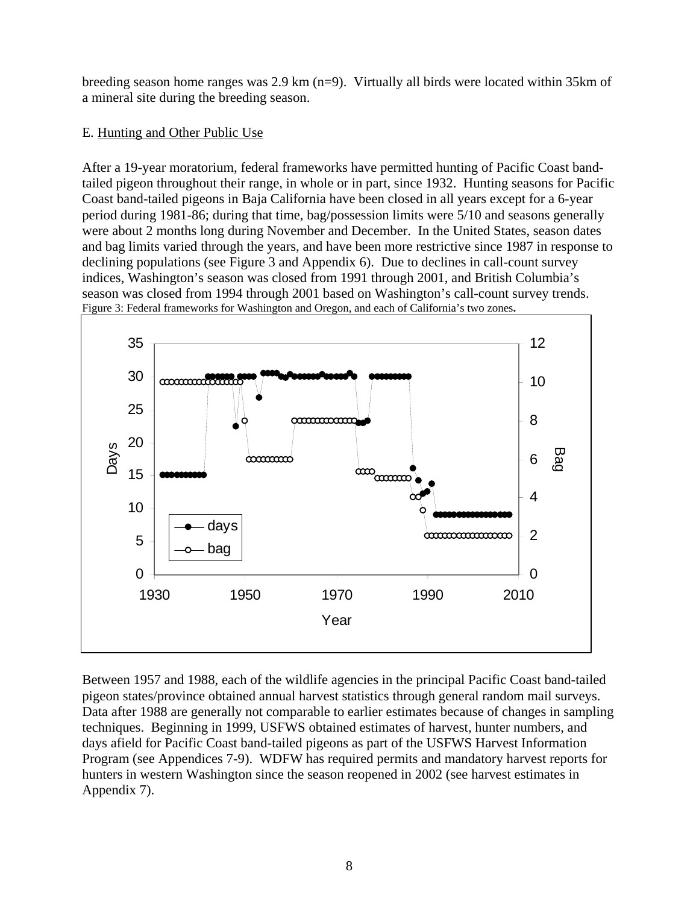breeding season home ranges was 2.9 km (n=9). Virtually all birds were located within 35km of a mineral site during the breeding season.

E. Hunting and Other Public Use

After a 19-year moratorium, federal frameworks have permitted hunting of Pacific Coast band-tailed pigeon throughout their range, in whole or in part, since 1932. Hunting seasons for Pacific Coast band-tailed pigeons in Baja California have been closed in all years except for a 6-year period during 1981-86; during that time, bag/possession limits were 5/10 and seasons generally were about 2 months long during November and December. In the United States, season dates and bag limits varied through the years, and have been more restrictive since 1987 in response to declining populations (see Figure 3 and Appendix 6). Due to declines in call-count survey indices, Washington's season was closed from 1991 through 2001, and British Columbia's season was closed from 1994 through 2001 based on Washington's call-count survey trends.

Figure 3: Federal frameworks for Washington and Oregon, and each of California's two zones.

Between 1957 and 1988, each of the wildlife agencies in the principal Pacific Coast band-tailed pigeon states/province obtained annual harvest statistics through general random mail surveys. Data after 1988 are generally not comparable to earlier estimates because of changes in sampling techniques. Beginning in 1999, USFWS obtained estimates of harvest, hunter numbers, and days afield for Pacific Coast band-tailed pigeons as part of the USFWS Harvest Information Program (see Appendices 7-9). WDFW has required permits and mandatory harvest reports for hunters in western Washington since the season reopened in 2002 (see harvest estimates in Appendix 7).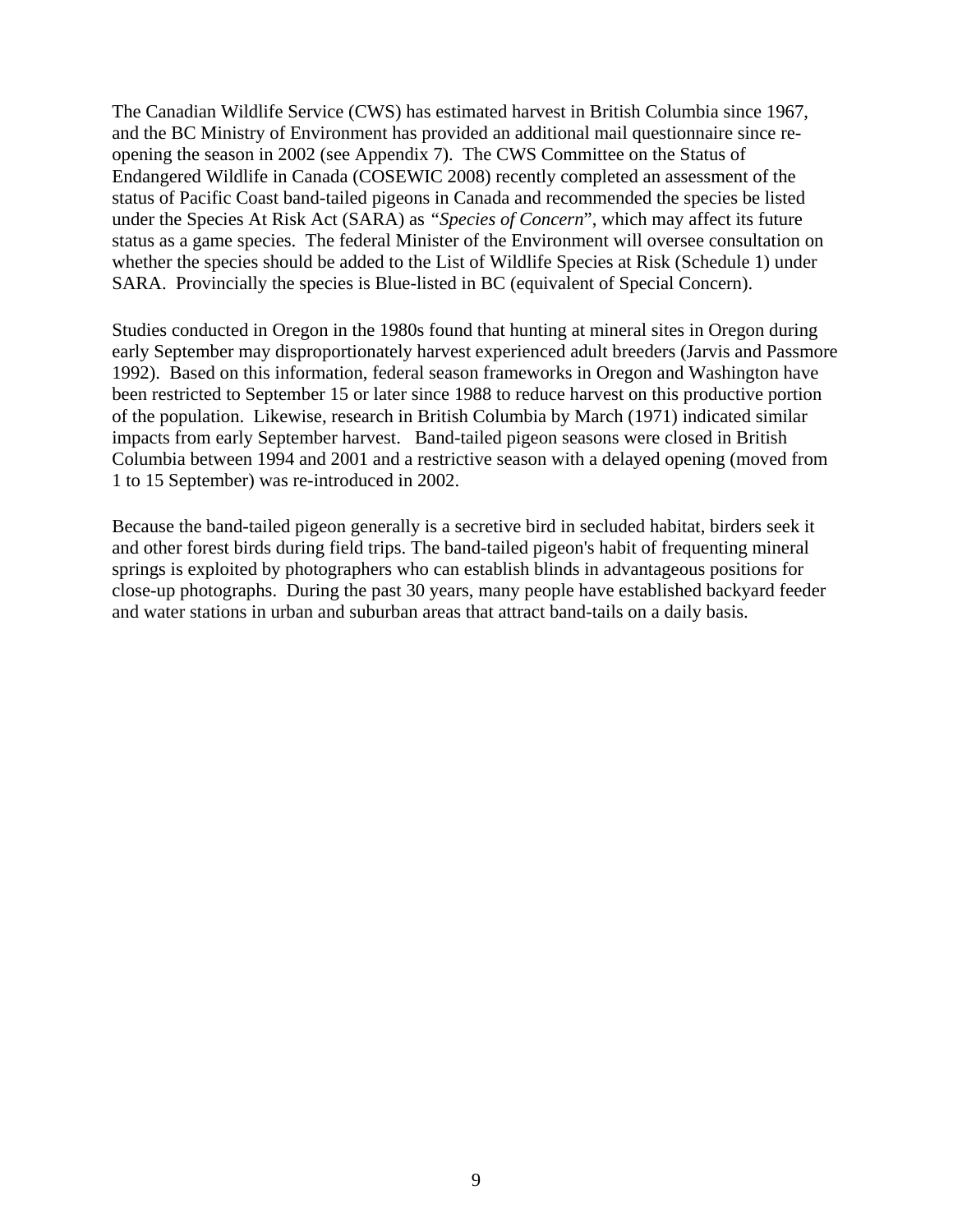The Canadian Wildlife Service (CWS) has estimated harvest in British Columbia since 1967, and the BC Ministry of Environment has provided an additional mail questionnaire since re-opening the season in 2002 (see Appendix 7). The CWS Committee on the Status of Endangered Wildlife in Canada (COSEWIC 2008) recently completed an assessment of the status of Pacific Coast band-tailed pigeons in Canada and recommended the species be listed under the Species At Risk Act (SARA) as *"Species of Concern*", which may affect its future status as a game species. The federal Minister of the Environment will oversee consultation on whether the species should be added to the List of Wildlife Species at Risk (Schedule 1) under SARA. Provincially the species is Blue-listed in BC (equivalent of Special Concern).

Studies conducted in Oregon in the 1980s found that hunting at mineral sites in Oregon during early September may disproportionately harvest experienced adult breeders (Jarvis and Passmore 1992). Based on this information, federal season frameworks in Oregon and Washington have been restricted to September 15 or later since 1988 to reduce harvest on this productive portion of the population. Likewise, research in British Columbia by March (1971) indicated similar impacts from early September harvest. Band-tailed pigeon seasons were closed in British Columbia between 1994 and 2001 and a restrictive season with a delayed opening (moved from 1 to 15 September) was re-introduced in 2002.

Because the band-tailed pigeon generally is a secretive bird in secluded habitat, birders seek it and other forest birds during field trips. The band-tailed pigeon's habit of frequenting mineral springs is exploited by photographers who can establish blinds in advantageous positions for close-up photographs. During the past 30 years, many people have established backyard feeder and water stations in urban and suburban areas that attract band-tails on a daily basis.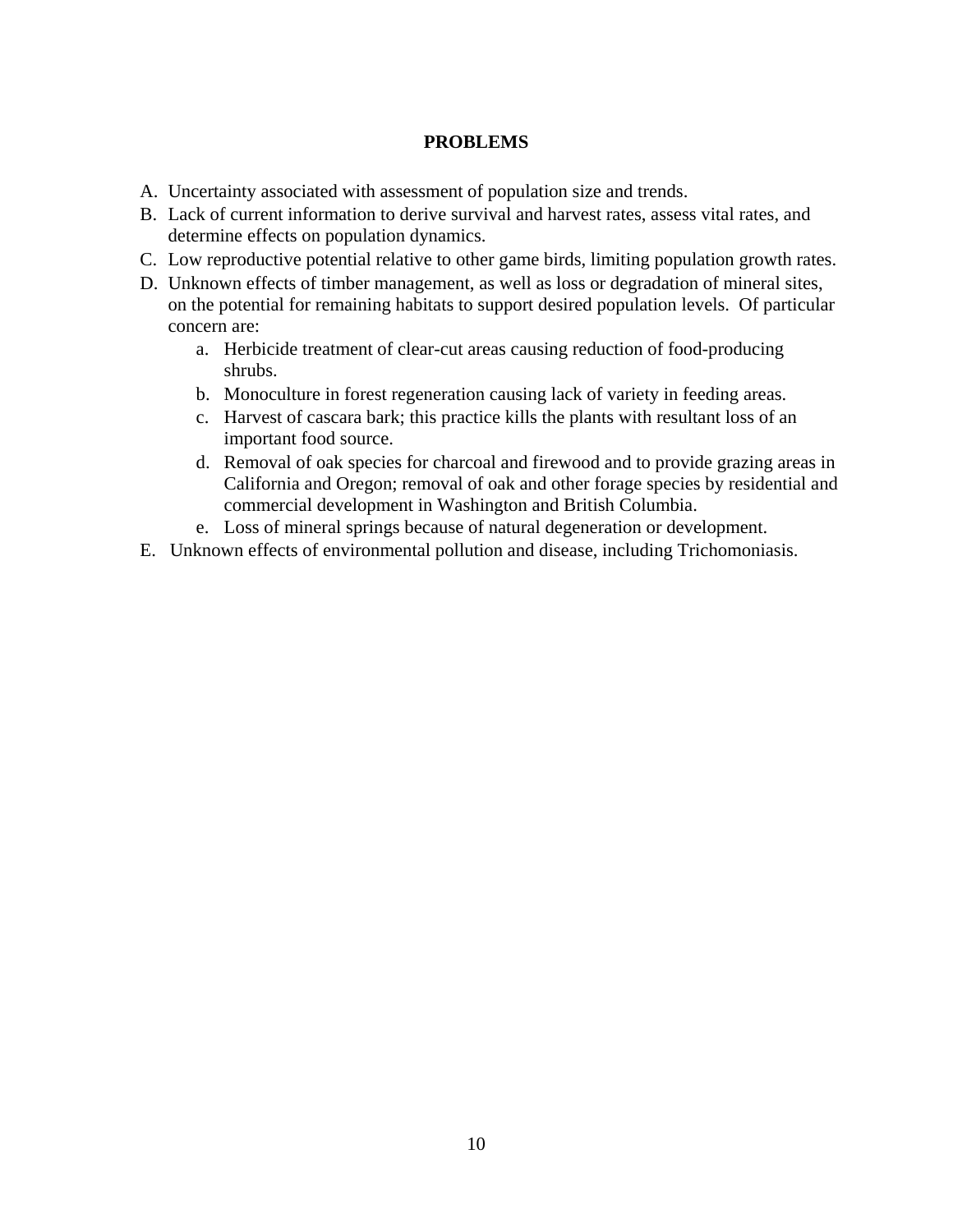## PROBLEMS

A. Uncertainty associated with assessment of population size and trends.

B. Lack of current information to derive survival and harvest rates, assess vital rates, and determine effects on population dynamics.

C. Low reproductive potential relative to other game birds, limiting population growth rates.

D. Unknown effects of timber management, as well as loss or degradation of mineral sites, on the potential for remaining habitats to support desired population levels. Of particular concern are:

   a. Herbicide treatment of clear-cut areas causing reduction of food-producing shrubs.

   b. Monoculture in forest regeneration causing lack of variety in feeding areas.

   c. Harvest of cascara bark; this practice kills the plants with resultant loss of an important food source.

   d. Removal of oak species for charcoal and firewood and to provide grazing areas in California and Oregon; removal of oak and other forage species by residential and commercial development in Washington and British Columbia.

   e. Loss of mineral springs because of natural degeneration or development.

E. Unknown effects of environmental pollution and disease, including Trichomoniasis.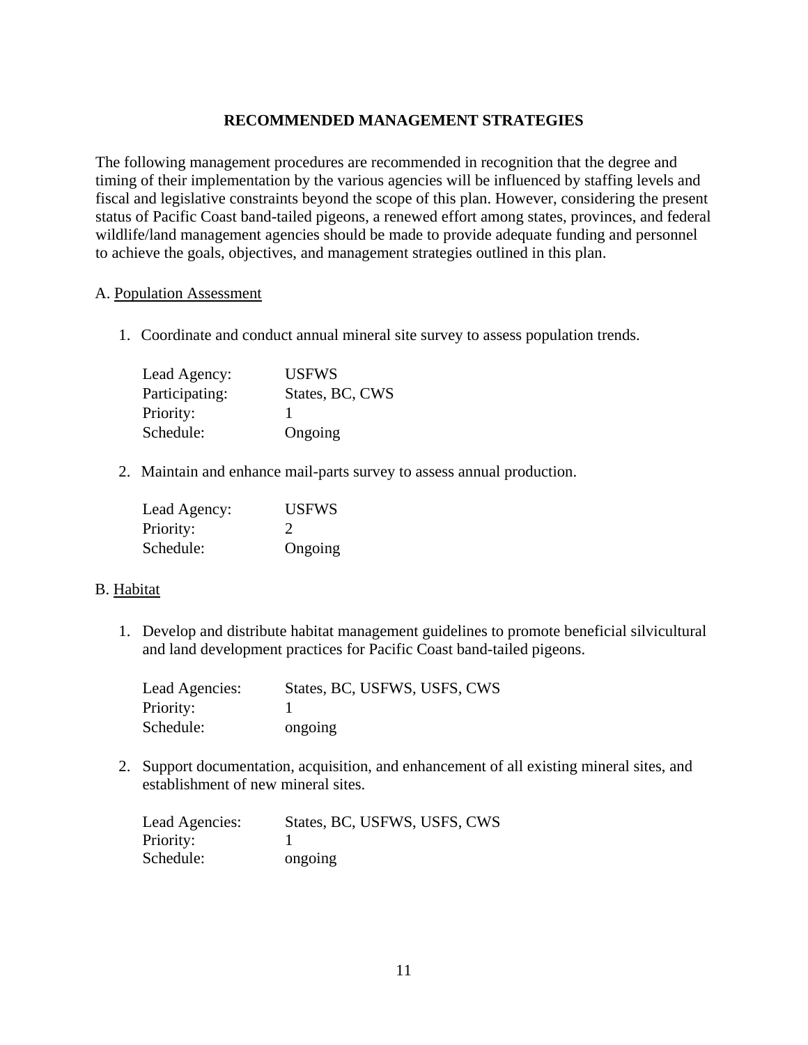## RECOMMENDED MANAGEMENT STRATEGIES

The following management procedures are recommended in recognition that the degree and timing of their implementation by the various agencies will be influenced by staffing levels and fiscal and legislative constraints beyond the scope of this plan. However, considering the present status of Pacific Coast band-tailed pigeons, a renewed effort among states, provinces, and federal wildlife/land management agencies should be made to provide adequate funding and personnel to achieve the goals, objectives, and management strategies outlined in this plan.

A. <u>Population Assessment</u>

1. Coordinate and conduct annual mineral site survey to assess population trends.

   Lead Agency: USFWS
   Participating: States, BC, CWS
   Priority: 1
   Schedule: Ongoing

2. Maintain and enhance mail-parts survey to assess annual production.

   Lead Agency: USFWS
   Priority: 2
   Schedule: Ongoing

B. <u>Habitat</u>

1. Develop and distribute habitat management guidelines to promote beneficial silvicultural and land development practices for Pacific Coast band-tailed pigeons.

   Lead Agencies: States, BC, USFWS, USFS, CWS
   Priority: 1
   Schedule: ongoing

2. Support documentation, acquisition, and enhancement of all existing mineral sites, and establishment of new mineral sites.

   Lead Agencies: States, BC, USFWS, USFS, CWS
   Priority: 1
   Schedule: ongoing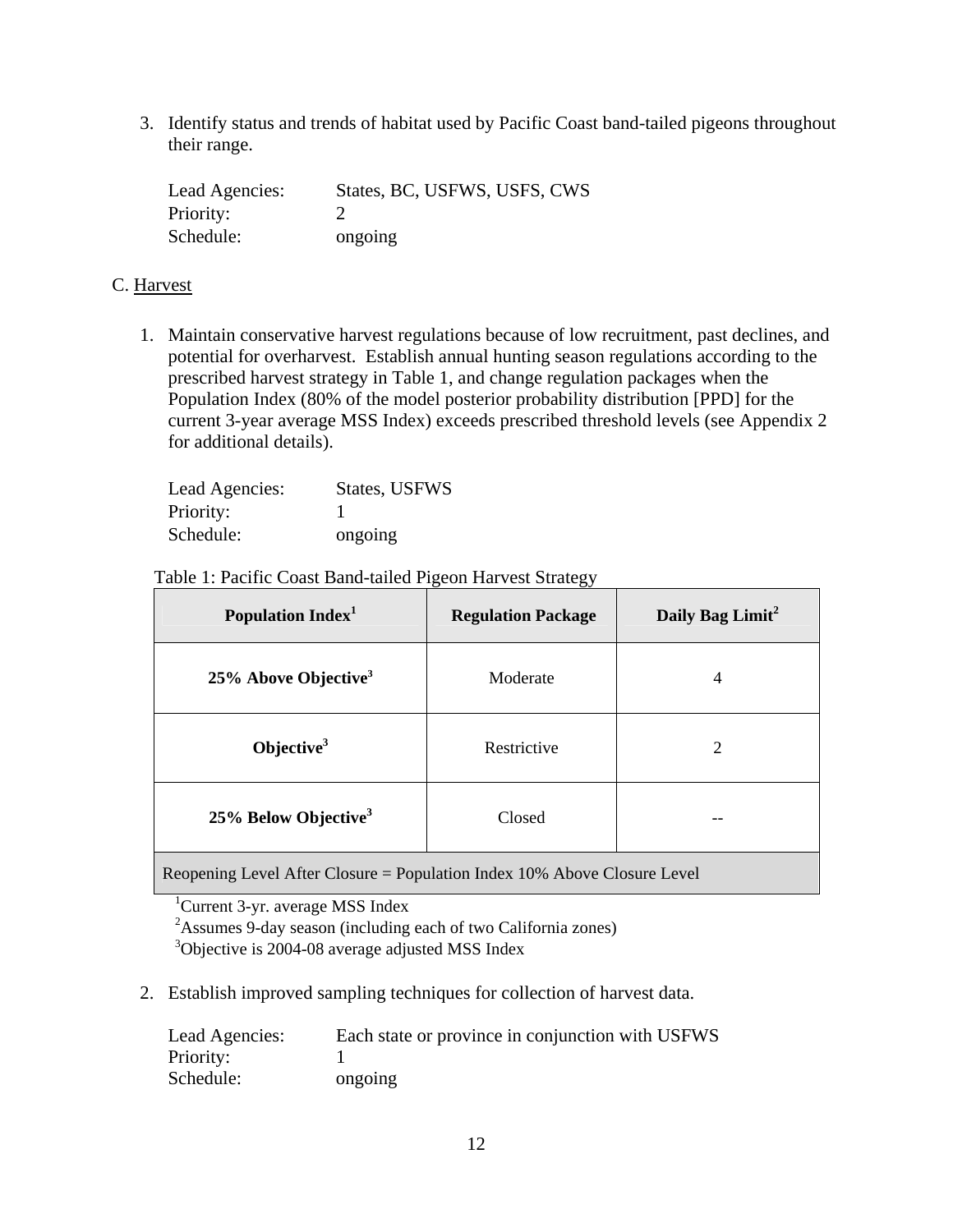3. Identify status and trends of habitat used by Pacific Coast band-tailed pigeons throughout their range.

   Lead Agencies: States, BC, USFWS, USFS, CWS
   Priority: 2
   Schedule: ongoing

C. <u>Harvest</u>

1. Maintain conservative harvest regulations because of low recruitment, past declines, and potential for overharvest. Establish annual hunting season regulations according to the prescribed harvest strategy in Table 1, and change regulation packages when the Population Index (80% of the model posterior probability distribution [PPD] for the current 3-year average MSS Index) exceeds prescribed threshold levels (see Appendix 2 for additional details).

   Lead Agencies: States, USFWS
   Priority: 1
   Schedule: ongoing

Table 1: Pacific Coast Band-tailed Pigeon Harvest Strategy

| Population Index[1] | Regulation Package | Daily Bag Limit[2] |
|---|---|---|
| **25% Above Objective[3]** | Moderate | 4 |
| **Objective[3]** | Restrictive | 2 |
| **25% Below Objective[3]** | Closed | -- |
| Reopening Level After Closure = Population Index 10% Above Closure Level | | |

[1]Current 3-yr. average MSS Index
[2]Assumes 9-day season (including each of two California zones)
[3]Objective is 2004-08 average adjusted MSS Index

2. Establish improved sampling techniques for collection of harvest data.

   Lead Agencies: Each state or province in conjunction with USFWS
   Priority: 1
   Schedule: ongoing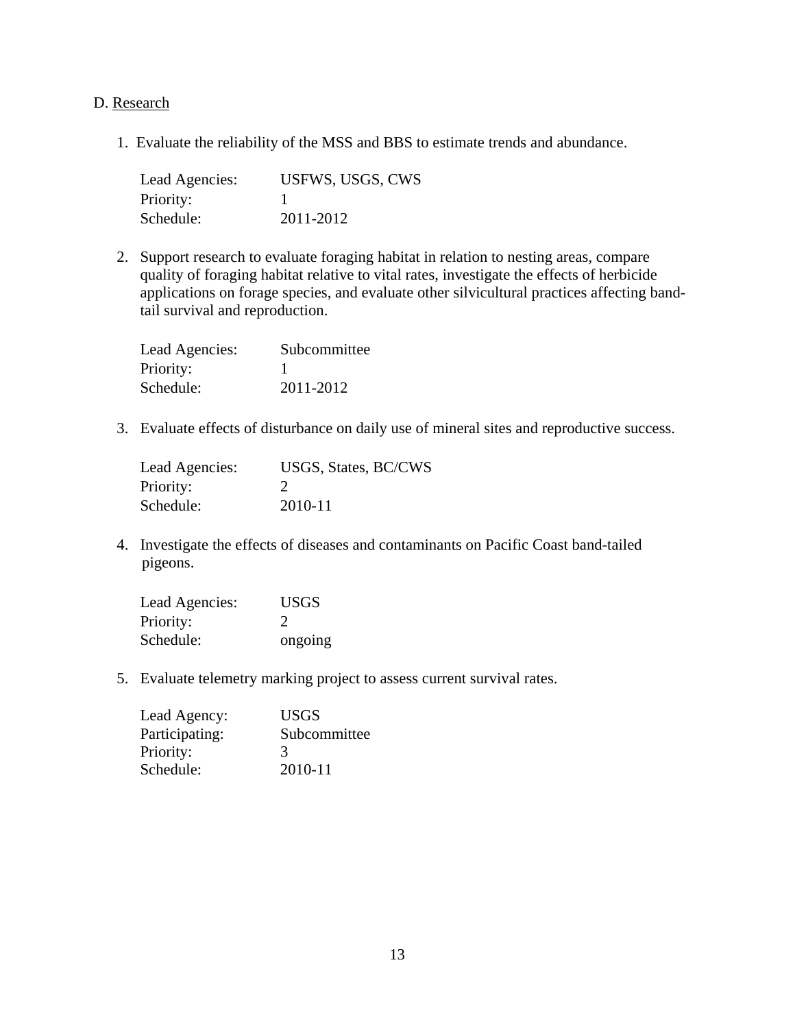D. Research

1. Evaluate the reliability of the MSS and BBS to estimate trends and abundance.

   Lead Agencies: USFWS, USGS, CWS
   Priority: 1
   Schedule: 2011-2012

2. Support research to evaluate foraging habitat in relation to nesting areas, compare quality of foraging habitat relative to vital rates, investigate the effects of herbicide applications on forage species, and evaluate other silvicultural practices affecting band-tail survival and reproduction.

   Lead Agencies: Subcommittee
   Priority: 1
   Schedule: 2011-2012

3. Evaluate effects of disturbance on daily use of mineral sites and reproductive success.

   Lead Agencies: USGS, States, BC/CWS
   Priority: 2
   Schedule: 2010-11

4. Investigate the effects of diseases and contaminants on Pacific Coast band-tailed pigeons.

   Lead Agencies: USGS
   Priority: 2
   Schedule: ongoing

5. Evaluate telemetry marking project to assess current survival rates.

   Lead Agency: USGS
   Participating: Subcommittee
   Priority: 3
   Schedule: 2010-11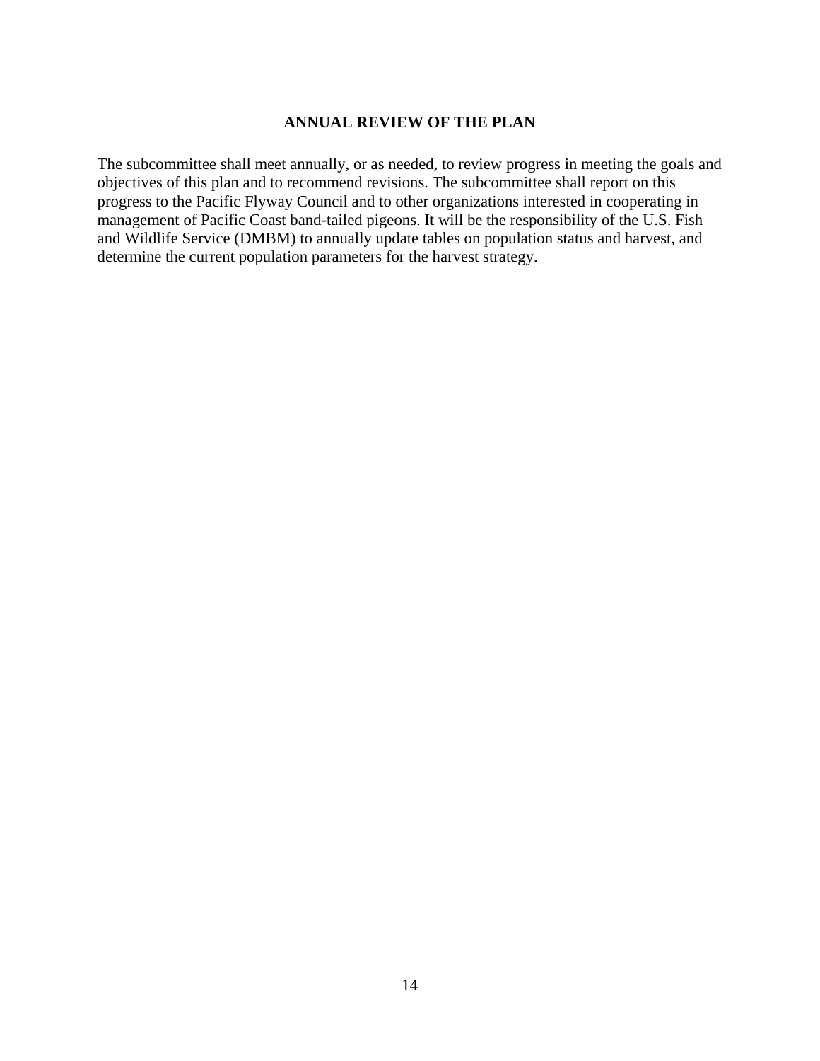## ANNUAL REVIEW OF THE PLAN

The subcommittee shall meet annually, or as needed, to review progress in meeting the goals and objectives of this plan and to recommend revisions. The subcommittee shall report on this progress to the Pacific Flyway Council and to other organizations interested in cooperating in management of Pacific Coast band-tailed pigeons. It will be the responsibility of the U.S. Fish and Wildlife Service (DMBM) to annually update tables on population status and harvest, and determine the current population parameters for the harvest strategy.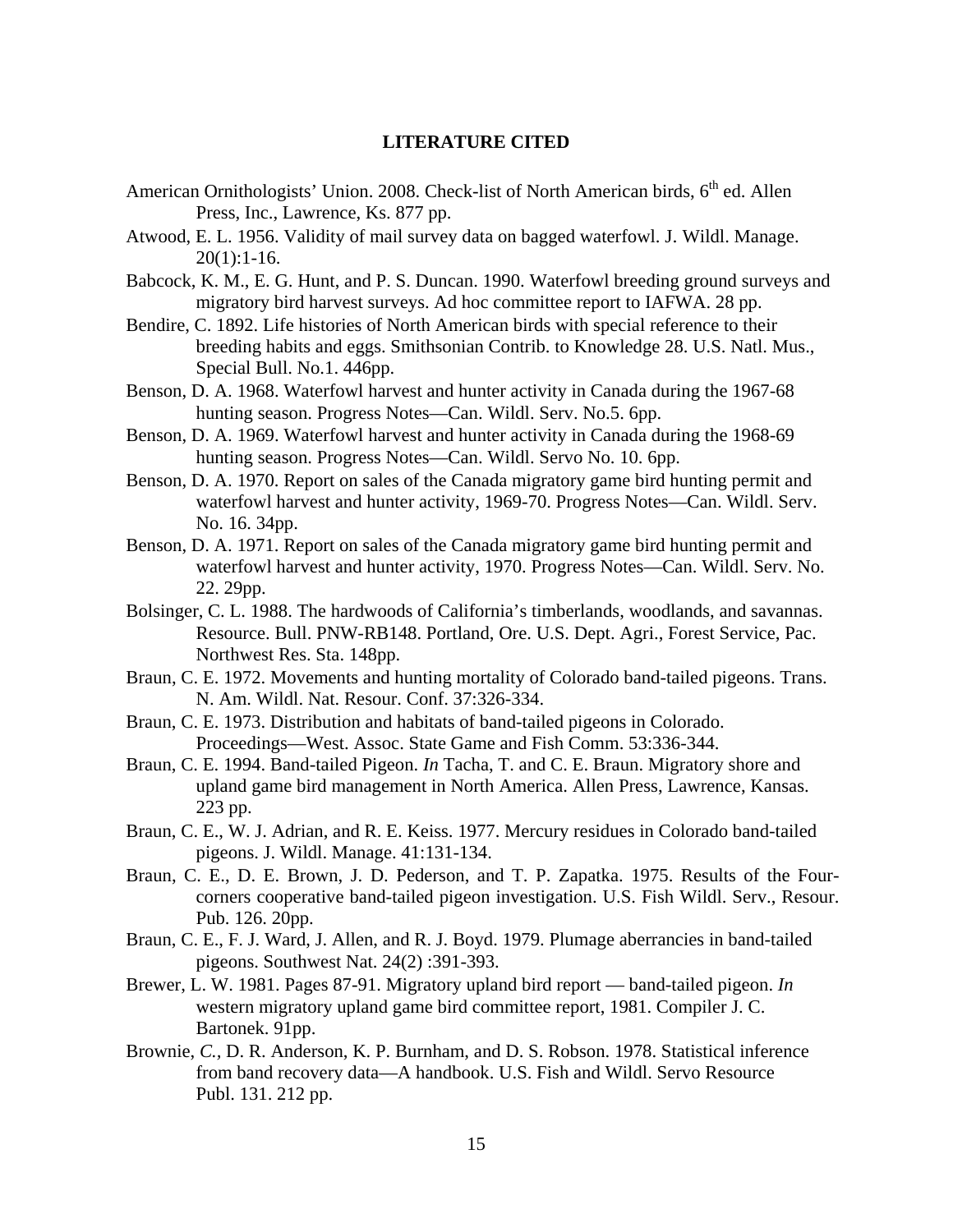## LITERATURE CITED

American Ornithologists' Union. 2008. Check-list of North American birds, 6th ed. Allen Press, Inc., Lawrence, Ks. 877 pp.

Atwood, E. L. 1956. Validity of mail survey data on bagged waterfowl. J. Wildl. Manage. 20(1):1-16.

Babcock, K. M., E. G. Hunt, and P. S. Duncan. 1990. Waterfowl breeding ground surveys and migratory bird harvest surveys. Ad hoc committee report to IAFWA. 28 pp.

Bendire, C. 1892. Life histories of North American birds with special reference to their breeding habits and eggs. Smithsonian Contrib. to Knowledge 28. U.S. Natl. Mus., Special Bull. No.1. 446pp.

Benson, D. A. 1968. Waterfowl harvest and hunter activity in Canada during the 1967-68 hunting season. Progress Notes—Can. Wildl. Serv. No.5. 6pp.

Benson, D. A. 1969. Waterfowl harvest and hunter activity in Canada during the 1968-69 hunting season. Progress Notes—Can. Wildl. Servo No. 10. 6pp.

Benson, D. A. 1970. Report on sales of the Canada migratory game bird hunting permit and waterfowl harvest and hunter activity, 1969-70. Progress Notes—Can. Wildl. Serv. No. 16. 34pp.

Benson, D. A. 1971. Report on sales of the Canada migratory game bird hunting permit and waterfowl harvest and hunter activity, 1970. Progress Notes—Can. Wildl. Serv. No. 22. 29pp.

Bolsinger, C. L. 1988. The hardwoods of California's timberlands, woodlands, and savannas. Resource. Bull. PNW-RB148. Portland, Ore. U.S. Dept. Agri., Forest Service, Pac. Northwest Res. Sta. 148pp.

Braun, C. E. 1972. Movements and hunting mortality of Colorado band-tailed pigeons. Trans. N. Am. Wildl. Nat. Resour. Conf. 37:326-334.

Braun, C. E. 1973. Distribution and habitats of band-tailed pigeons in Colorado. Proceedings—West. Assoc. State Game and Fish Comm. 53:336-344.

Braun, C. E. 1994. Band-tailed Pigeon. *In* Tacha, T. and C. E. Braun. Migratory shore and upland game bird management in North America. Allen Press, Lawrence, Kansas. 223 pp.

Braun, C. E., W. J. Adrian, and R. E. Keiss. 1977. Mercury residues in Colorado band-tailed pigeons. J. Wildl. Manage. 41:131-134.

Braun, C. E., D. E. Brown, J. D. Pederson, and T. P. Zapatka. 1975. Results of the Four-corners cooperative band-tailed pigeon investigation. U.S. Fish Wildl. Serv., Resour. Pub. 126. 20pp.

Braun, C. E., F. J. Ward, J. Allen, and R. J. Boyd. 1979. Plumage aberrancies in band-tailed pigeons. Southwest Nat. 24(2) :391-393.

Brewer, L. W. 1981. Pages 87-91. Migratory upland bird report — band-tailed pigeon. *In* western migratory upland game bird committee report, 1981. Compiler J. C. Bartonek. 91pp.

Brownie, *C.*, D. R. Anderson, K. P. Burnham, and D. S. Robson. 1978. Statistical inference from band recovery data—A handbook. U.S. Fish and Wildl. Servo Resource Publ. 131. 212 pp.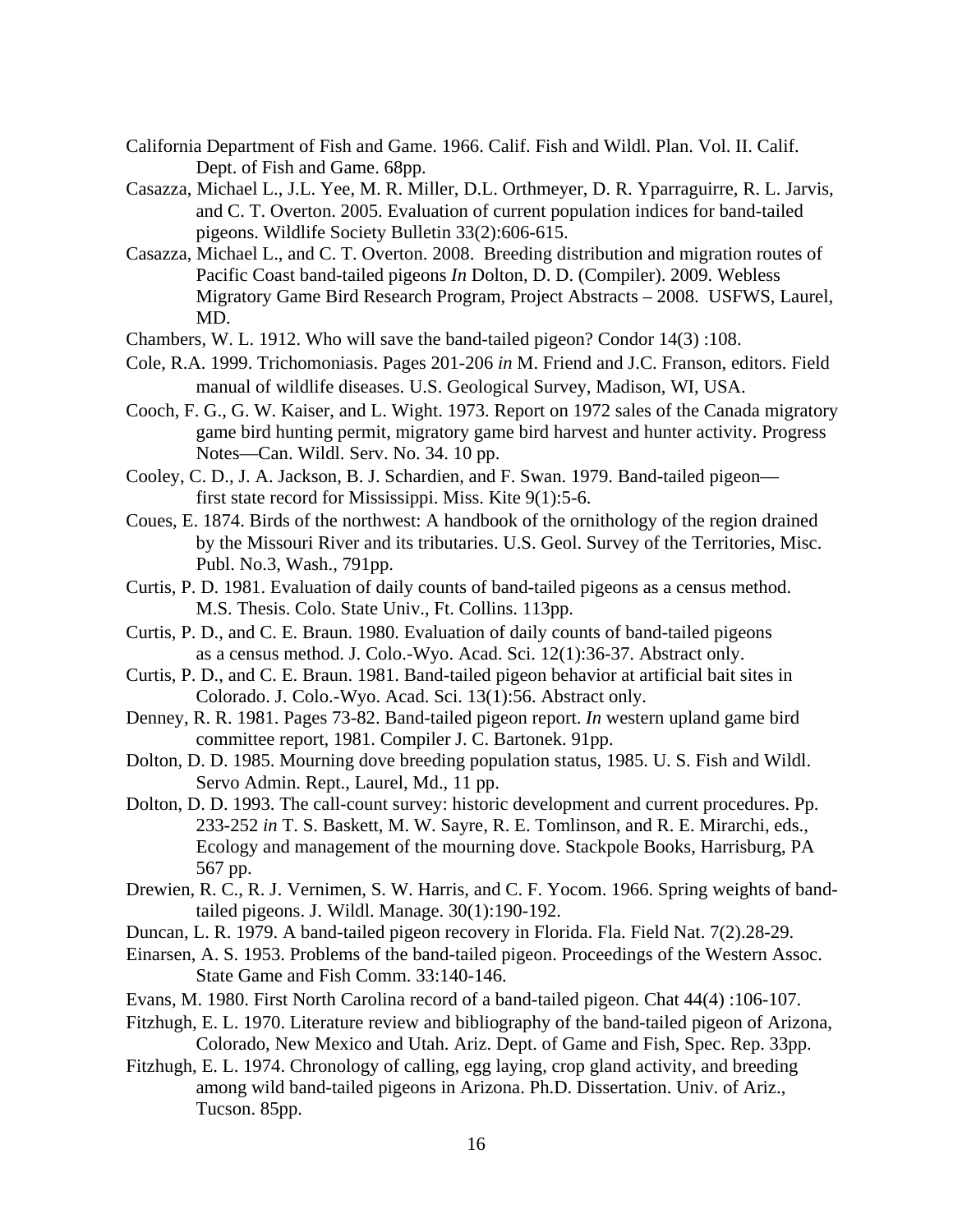California Department of Fish and Game. 1966. Calif. Fish and Wildl. Plan. Vol. II. Calif. Dept. of Fish and Game. 68pp.

Casazza, Michael L., J.L. Yee, M. R. Miller, D.L. Orthmeyer, D. R. Yparraguirre, R. L. Jarvis, and C. T. Overton. 2005. Evaluation of current population indices for band-tailed pigeons. Wildlife Society Bulletin 33(2):606-615.

Casazza, Michael L., and C. T. Overton. 2008. Breeding distribution and migration routes of Pacific Coast band-tailed pigeons *In* Dolton, D. D. (Compiler). 2009. Webless Migratory Game Bird Research Program, Project Abstracts – 2008. USFWS, Laurel, MD.

Chambers, W. L. 1912. Who will save the band-tailed pigeon? Condor 14(3) :108.

Cole, R.A. 1999. Trichomoniasis. Pages 201-206 *in* M. Friend and J.C. Franson, editors. Field manual of wildlife diseases. U.S. Geological Survey, Madison, WI, USA.

Cooch, F. G., G. W. Kaiser, and L. Wight. 1973. Report on 1972 sales of the Canada migratory game bird hunting permit, migratory game bird harvest and hunter activity. Progress Notes—Can. Wildl. Serv. No. 34. 10 pp.

Cooley, C. D., J. A. Jackson, B. J. Schardien, and F. Swan. 1979. Band-tailed pigeon—first state record for Mississippi. Miss. Kite 9(1):5-6.

Coues, E. 1874. Birds of the northwest: A handbook of the ornithology of the region drained by the Missouri River and its tributaries. U.S. Geol. Survey of the Territories, Misc. Publ. No.3, Wash., 791pp.

Curtis, P. D. 1981. Evaluation of daily counts of band-tailed pigeons as a census method. M.S. Thesis. Colo. State Univ., Ft. Collins. 113pp.

Curtis, P. D., and C. E. Braun. 1980. Evaluation of daily counts of band-tailed pigeons as a census method. J. Colo.-Wyo. Acad. Sci. 12(1):36-37. Abstract only.

Curtis, P. D., and C. E. Braun. 1981. Band-tailed pigeon behavior at artificial bait sites in Colorado. J. Colo.-Wyo. Acad. Sci. 13(1):56. Abstract only.

Denney, R. R. 1981. Pages 73-82. Band-tailed pigeon report. *In* western upland game bird committee report, 1981. Compiler J. C. Bartonek. 91pp.

Dolton, D. D. 1985. Mourning dove breeding population status, 1985. U. S. Fish and Wildl. Servo Admin. Rept., Laurel, Md., 11 pp.

Dolton, D. D. 1993. The call-count survey: historic development and current procedures. Pp. 233-252 *in* T. S. Baskett, M. W. Sayre, R. E. Tomlinson, and R. E. Mirarchi, eds., Ecology and management of the mourning dove. Stackpole Books, Harrisburg, PA 567 pp.

Drewien, R. C., R. J. Vernimen, S. W. Harris, and C. F. Yocom. 1966. Spring weights of band-tailed pigeons. J. Wildl. Manage. 30(1):190-192.

Duncan, L. R. 1979. A band-tailed pigeon recovery in Florida. Fla. Field Nat. 7(2).28-29.

Einarsen, A. S. 1953. Problems of the band-tailed pigeon. Proceedings of the Western Assoc. State Game and Fish Comm. 33:140-146.

Evans, M. 1980. First North Carolina record of a band-tailed pigeon. Chat 44(4) :106-107.

Fitzhugh, E. L. 1970. Literature review and bibliography of the band-tailed pigeon of Arizona, Colorado, New Mexico and Utah. Ariz. Dept. of Game and Fish, Spec. Rep. 33pp.

Fitzhugh, E. L. 1974. Chronology of calling, egg laying, crop gland activity, and breeding among wild band-tailed pigeons in Arizona. Ph.D. Dissertation. Univ. of Ariz., Tucson. 85pp.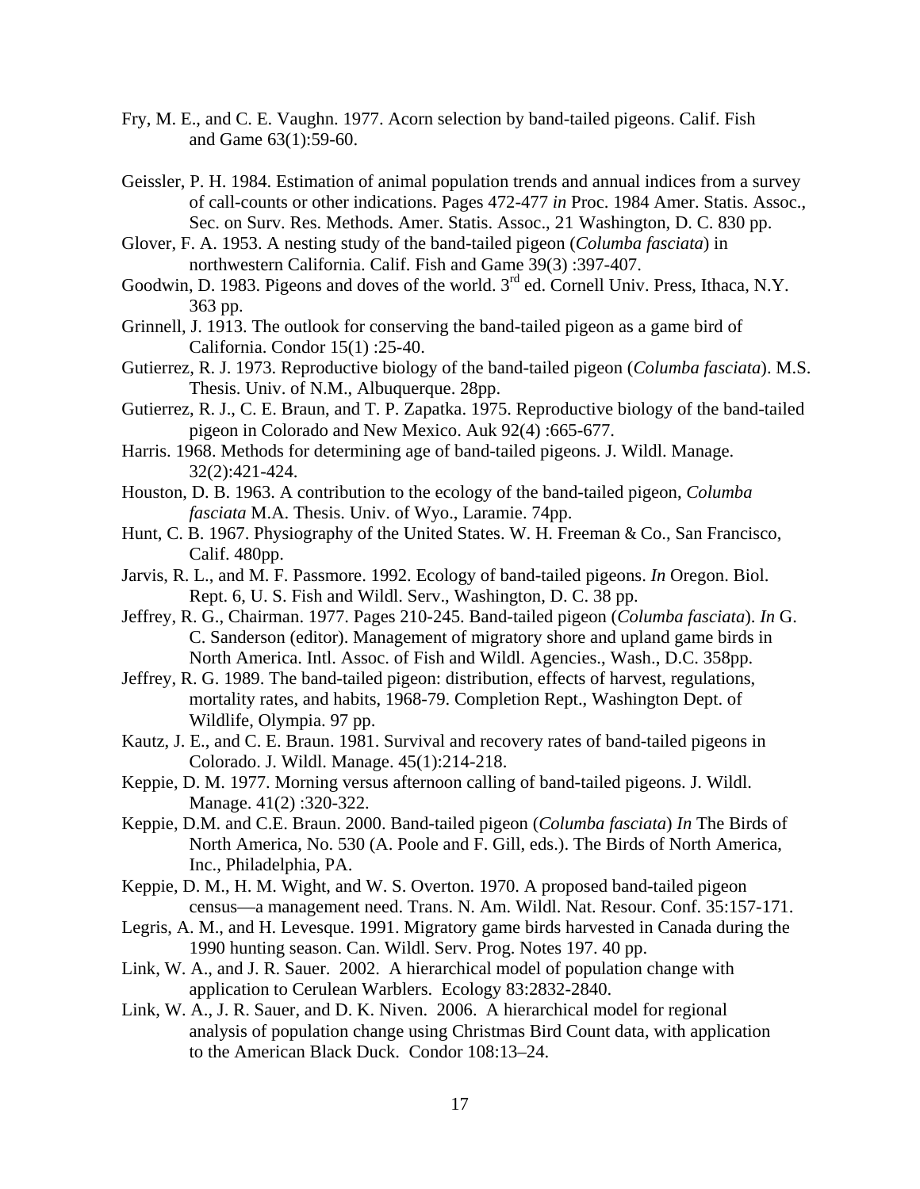Fry, M. E., and C. E. Vaughn. 1977. Acorn selection by band-tailed pigeons. Calif. Fish and Game 63(1):59-60.

Geissler, P. H. 1984. Estimation of animal population trends and annual indices from a survey of call-counts or other indications. Pages 472-477 *in* Proc. 1984 Amer. Statis. Assoc., Sec. on Surv. Res. Methods. Amer. Statis. Assoc., 21 Washington, D. C. 830 pp.

Glover, F. A. 1953. A nesting study of the band-tailed pigeon (*Columba fasciata*) in northwestern California. Calif. Fish and Game 39(3) :397-407.

Goodwin, D. 1983. Pigeons and doves of the world. 3rd ed. Cornell Univ. Press, Ithaca, N.Y. 363 pp.

Grinnell, J. 1913. The outlook for conserving the band-tailed pigeon as a game bird of California. Condor 15(1) :25-40.

Gutierrez, R. J. 1973. Reproductive biology of the band-tailed pigeon (*Columba fasciata*). M.S. Thesis. Univ. of N.M., Albuquerque. 28pp.

Gutierrez, R. J., C. E. Braun, and T. P. Zapatka. 1975. Reproductive biology of the band-tailed pigeon in Colorado and New Mexico. Auk 92(4) :665-677.

Harris. 1968. Methods for determining age of band-tailed pigeons. J. Wildl. Manage. 32(2):421-424.

Houston, D. B. 1963. A contribution to the ecology of the band-tailed pigeon, *Columba fasciata* M.A. Thesis. Univ. of Wyo., Laramie. 74pp.

Hunt, C. B. 1967. Physiography of the United States. W. H. Freeman & Co., San Francisco, Calif. 480pp.

Jarvis, R. L., and M. F. Passmore. 1992. Ecology of band-tailed pigeons. *In* Oregon. Biol. Rept. 6, U. S. Fish and Wildl. Serv., Washington, D. C. 38 pp.

Jeffrey, R. G., Chairman. 1977. Pages 210-245. Band-tailed pigeon (*Columba fasciata*). *In* G. C. Sanderson (editor). Management of migratory shore and upland game birds in North America. Intl. Assoc. of Fish and Wildl. Agencies., Wash., D.C. 358pp.

Jeffrey, R. G. 1989. The band-tailed pigeon: distribution, effects of harvest, regulations, mortality rates, and habits, 1968-79. Completion Rept., Washington Dept. of Wildlife, Olympia. 97 pp.

Kautz, J. E., and C. E. Braun. 1981. Survival and recovery rates of band-tailed pigeons in Colorado. J. Wildl. Manage. 45(1):214-218.

Keppie, D. M. 1977. Morning versus afternoon calling of band-tailed pigeons. J. Wildl. Manage. 41(2) :320-322.

Keppie, D.M. and C.E. Braun. 2000. Band-tailed pigeon (*Columba fasciata*) *In* The Birds of North America, No. 530 (A. Poole and F. Gill, eds.). The Birds of North America, Inc., Philadelphia, PA.

Keppie, D. M., H. M. Wight, and W. S. Overton. 1970. A proposed band-tailed pigeon census—a management need. Trans. N. Am. Wildl. Nat. Resour. Conf. 35:157-171.

Legris, A. M., and H. Levesque. 1991. Migratory game birds harvested in Canada during the 1990 hunting season. Can. Wildl. Serv. Prog. Notes 197. 40 pp.

Link, W. A., and J. R. Sauer. 2002. A hierarchical model of population change with application to Cerulean Warblers. Ecology 83:2832-2840.

Link, W. A., J. R. Sauer, and D. K. Niven. 2006. A hierarchical model for regional analysis of population change using Christmas Bird Count data, with application to the American Black Duck. Condor 108:13–24.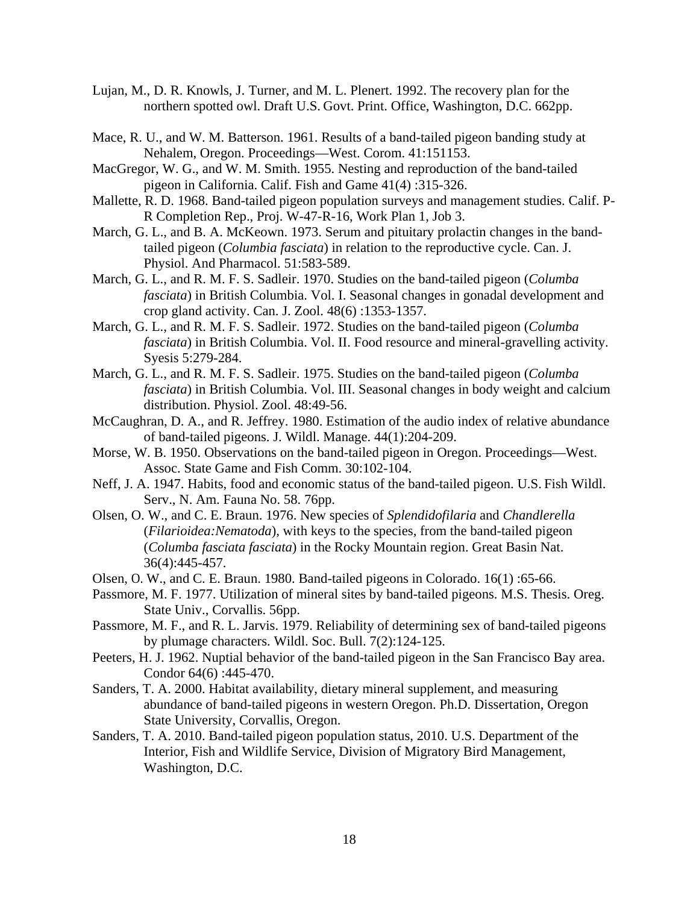Lujan, M., D. R. Knowls, J. Turner, and M. L. Plenert. 1992. The recovery plan for the northern spotted owl. Draft U.S. Govt. Print. Office, Washington, D.C. 662pp.

Mace, R. U., and W. M. Batterson. 1961. Results of a band-tailed pigeon banding study at Nehalem, Oregon. Proceedings—West. Corom. 41:151153.

MacGregor, W. G., and W. M. Smith. 1955. Nesting and reproduction of the band-tailed pigeon in California. Calif. Fish and Game 41(4) :315-326.

Mallette, R. D. 1968. Band-tailed pigeon population surveys and management studies. Calif. P-R Completion Rep., Proj. W-47-R-16, Work Plan 1, Job 3.

March, G. L., and B. A. McKeown. 1973. Serum and pituitary prolactin changes in the band-tailed pigeon (*Columbia fasciata*) in relation to the reproductive cycle. Can. J. Physiol. And Pharmacol. 51:583-589.

March, G. L., and R. M. F. S. Sadleir. 1970. Studies on the band-tailed pigeon (*Columba fasciata*) in British Columbia. Vol. I. Seasonal changes in gonadal development and crop gland activity. Can. J. Zool. 48(6) :1353-1357.

March, G. L., and R. M. F. S. Sadleir. 1972. Studies on the band-tailed pigeon (*Columba fasciata*) in British Columbia. Vol. II. Food resource and mineral-gravelling activity. Syesis 5:279-284.

March, G. L., and R. M. F. S. Sadleir. 1975. Studies on the band-tailed pigeon (*Columba fasciata*) in British Columbia. Vol. III. Seasonal changes in body weight and calcium distribution. Physiol. Zool. 48:49-56.

McCaughran, D. A., and R. Jeffrey. 1980. Estimation of the audio index of relative abundance of band-tailed pigeons. J. Wildl. Manage. 44(1):204-209.

Morse, W. B. 1950. Observations on the band-tailed pigeon in Oregon. Proceedings—West. Assoc. State Game and Fish Comm. 30:102-104.

Neff, J. A. 1947. Habits, food and economic status of the band-tailed pigeon. U.S. Fish Wildl. Serv., N. Am. Fauna No. 58. 76pp.

Olsen, O. W., and C. E. Braun. 1976. New species of *Splendidofilaria* and *Chandlerella* (*Filarioidea:Nematoda*), with keys to the species, from the band-tailed pigeon (*Columba fasciata fasciata*) in the Rocky Mountain region. Great Basin Nat. 36(4):445-457.

Olsen, O. W., and C. E. Braun. 1980. Band-tailed pigeons in Colorado. 16(1) :65-66.

Passmore, M. F. 1977. Utilization of mineral sites by band-tailed pigeons. M.S. Thesis. Oreg. State Univ., Corvallis. 56pp.

Passmore, M. F., and R. L. Jarvis. 1979. Reliability of determining sex of band-tailed pigeons by plumage characters. Wildl. Soc. Bull. 7(2):124-125.

Peeters, H. J. 1962. Nuptial behavior of the band-tailed pigeon in the San Francisco Bay area. Condor 64(6) :445-470.

Sanders, T. A. 2000. Habitat availability, dietary mineral supplement, and measuring abundance of band-tailed pigeons in western Oregon. Ph.D. Dissertation, Oregon State University, Corvallis, Oregon.

Sanders, T. A. 2010. Band-tailed pigeon population status, 2010. U.S. Department of the Interior, Fish and Wildlife Service, Division of Migratory Bird Management, Washington, D.C.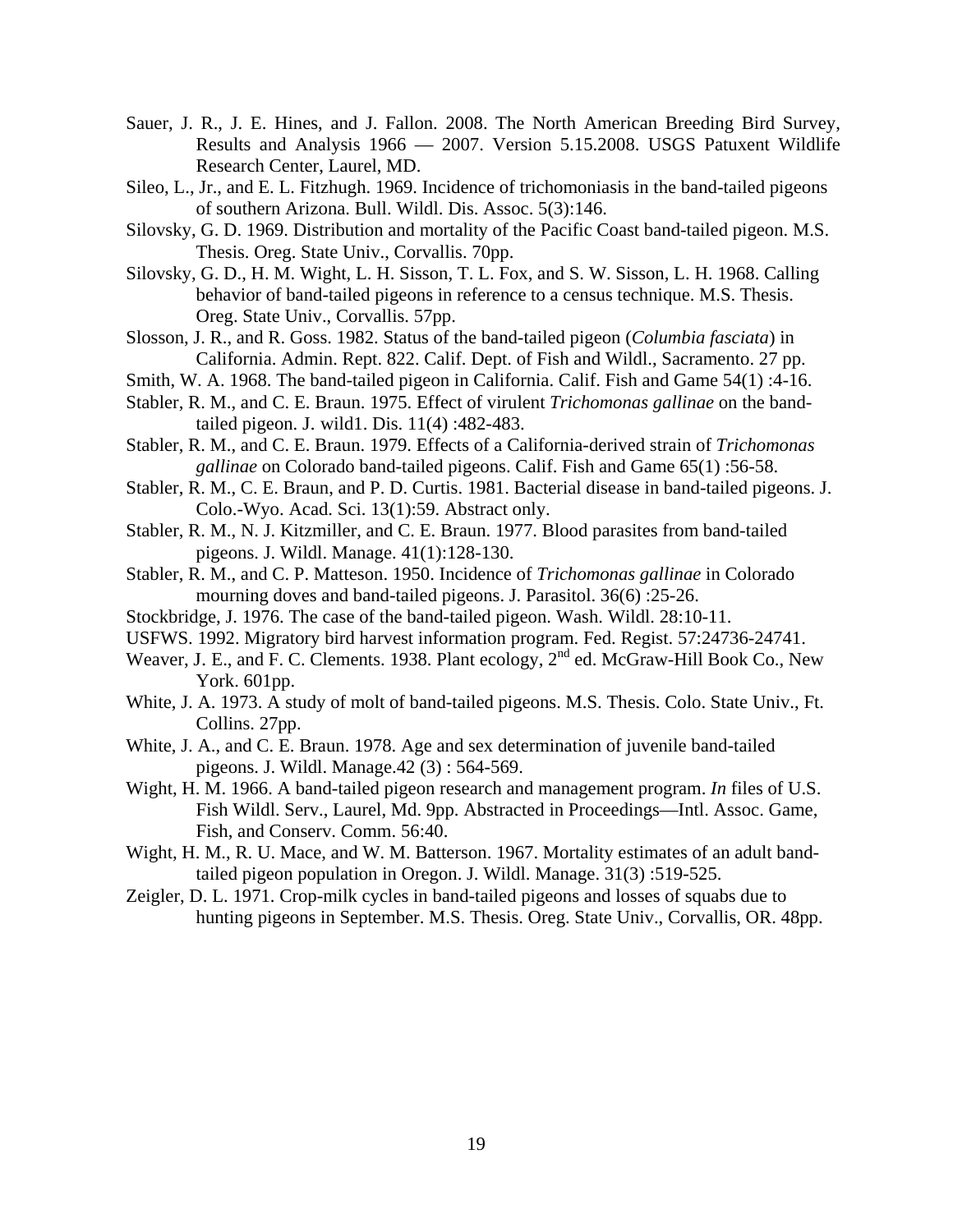Sauer, J. R., J. E. Hines, and J. Fallon. 2008. The North American Breeding Bird Survey, Results and Analysis 1966 — 2007. Version 5.15.2008. USGS Patuxent Wildlife Research Center, Laurel, MD.

Sileo, L., Jr., and E. L. Fitzhugh. 1969. Incidence of trichomoniasis in the band-tailed pigeons of southern Arizona. Bull. Wildl. Dis. Assoc. 5(3):146.

Silovsky, G. D. 1969. Distribution and mortality of the Pacific Coast band-tailed pigeon. M.S. Thesis. Oreg. State Univ., Corvallis. 70pp.

Silovsky, G. D., H. M. Wight, L. H. Sisson, T. L. Fox, and S. W. Sisson, L. H. 1968. Calling behavior of band-tailed pigeons in reference to a census technique. M.S. Thesis. Oreg. State Univ., Corvallis. 57pp.

Slosson, J. R., and R. Goss. 1982. Status of the band-tailed pigeon (*Columbia fasciata*) in California. Admin. Rept. 822. Calif. Dept. of Fish and Wildl., Sacramento. 27 pp.

Smith, W. A. 1968. The band-tailed pigeon in California. Calif. Fish and Game 54(1) :4-16.

Stabler, R. M., and C. E. Braun. 1975. Effect of virulent *Trichomonas gallinae* on the band-tailed pigeon. J. wild1. Dis. 11(4) :482-483.

Stabler, R. M., and C. E. Braun. 1979. Effects of a California-derived strain of *Trichomonas gallinae* on Colorado band-tailed pigeons. Calif. Fish and Game 65(1) :56-58.

Stabler, R. M., C. E. Braun, and P. D. Curtis. 1981. Bacterial disease in band-tailed pigeons. J. Colo.-Wyo. Acad. Sci. 13(1):59. Abstract only.

Stabler, R. M., N. J. Kitzmiller, and C. E. Braun. 1977. Blood parasites from band-tailed pigeons. J. Wildl. Manage. 41(1):128-130.

Stabler, R. M., and C. P. Matteson. 1950. Incidence of *Trichomonas gallinae* in Colorado mourning doves and band-tailed pigeons. J. Parasitol. 36(6) :25-26.

Stockbridge, J. 1976. The case of the band-tailed pigeon. Wash. Wildl. 28:10-11.

USFWS. 1992. Migratory bird harvest information program. Fed. Regist. 57:24736-24741.

Weaver, J. E., and F. C. Clements. 1938. Plant ecology, 2nd ed. McGraw-Hill Book Co., New York. 601pp.

White, J. A. 1973. A study of molt of band-tailed pigeons. M.S. Thesis. Colo. State Univ., Ft. Collins. 27pp.

White, J. A., and C. E. Braun. 1978. Age and sex determination of juvenile band-tailed pigeons. J. Wildl. Manage.42 (3) : 564-569.

Wight, H. M. 1966. A band-tailed pigeon research and management program. *In* files of U.S. Fish Wildl. Serv., Laurel, Md. 9pp. Abstracted in Proceedings—Intl. Assoc. Game, Fish, and Conserv. Comm. 56:40.

Wight, H. M., R. U. Mace, and W. M. Batterson. 1967. Mortality estimates of an adult band-tailed pigeon population in Oregon. J. Wildl. Manage. 31(3) :519-525.

Zeigler, D. L. 1971. Crop-milk cycles in band-tailed pigeons and losses of squabs due to hunting pigeons in September. M.S. Thesis. Oreg. State Univ., Corvallis, OR. 48pp.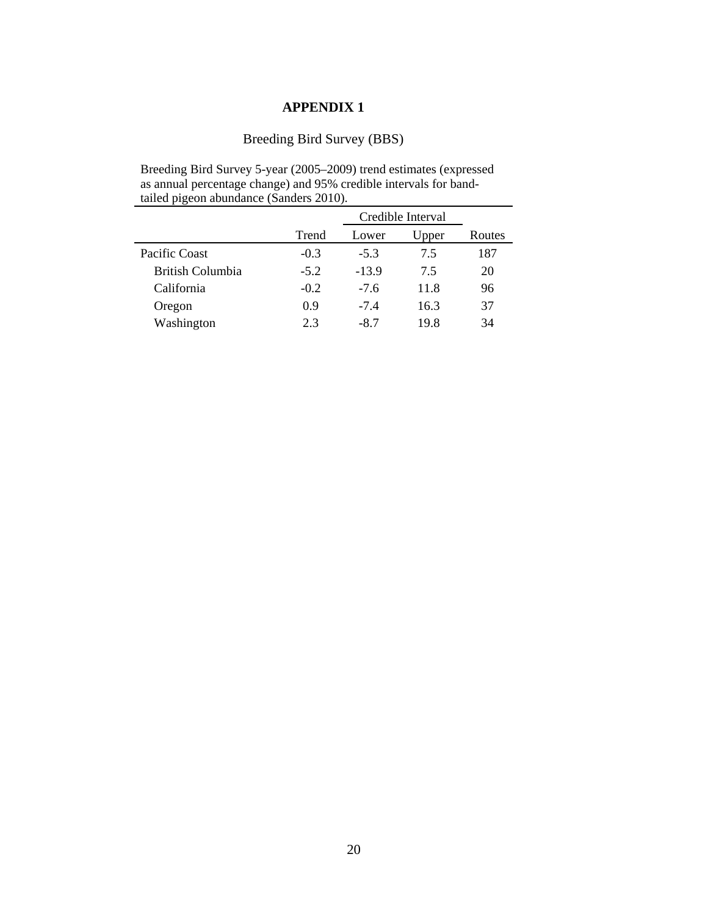# APPENDIX 1

## Breeding Bird Survey (BBS)

Breeding Bird Survey 5-year (2005–2009) trend estimates (expressed as annual percentage change) and 95% credible intervals for band-tailed pigeon abundance (Sanders 2010).

| | | Credible Interval | | |
|---|---|---|---|---|
| | Trend | Lower | Upper | Routes |
| Pacific Coast | -0.3 | -5.3 | 7.5 | 187 |
| British Columbia | -5.2 | -13.9 | 7.5 | 20 |
| California | -0.2 | -7.6 | 11.8 | 96 |
| Oregon | 0.9 | -7.4 | 16.3 | 37 |
| Washington | 2.3 | -8.7 | 19.8 | 34 |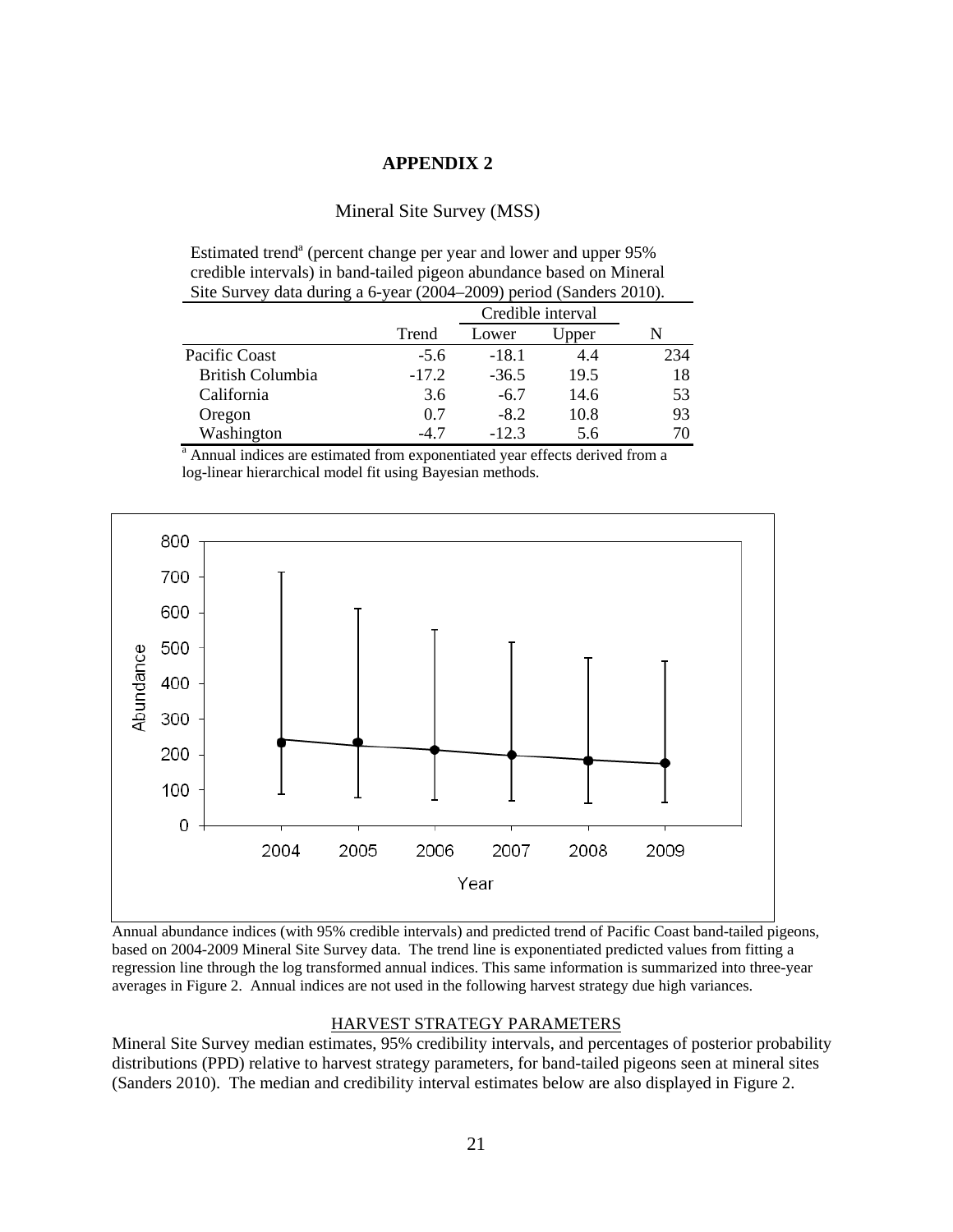# APPENDIX 2

## Mineral Site Survey (MSS)

Estimated trend[a] (percent change per year and lower and upper 95% credible intervals) in band-tailed pigeon abundance based on Mineral Site Survey data during a 6-year (2004–2009) period (Sanders 2010).

| | Trend | Credible interval Lower | Credible interval Upper | N |
|---|---|---|---|---|
| Pacific Coast | -5.6 | -18.1 | 4.4 | 234 |
| British Columbia | -17.2 | -36.5 | 19.5 | 18 |
| California | 3.6 | -6.7 | 14.6 | 53 |
| Oregon | 0.7 | -8.2 | 10.8 | 93 |
| Washington | -4.7 | -12.3 | 5.6 | 70 |

[a] Annual indices are estimated from exponentiated year effects derived from a log-linear hierarchical model fit using Bayesian methods.

Annual abundance indices (with 95% credible intervals) and predicted trend of Pacific Coast band-tailed pigeons, based on 2004-2009 Mineral Site Survey data. The trend line is exponentiated predicted values from fitting a regression line through the log transformed annual indices. This same information is summarized into three-year averages in Figure 2. Annual indices are not used in the following harvest strategy due high variances.

### HARVEST STRATEGY PARAMETERS

Mineral Site Survey median estimates, 95% credibility intervals, and percentages of posterior probability distributions (PPD) relative to harvest strategy parameters, for band-tailed pigeons seen at mineral sites (Sanders 2010). The median and credibility interval estimates below are also displayed in Figure 2.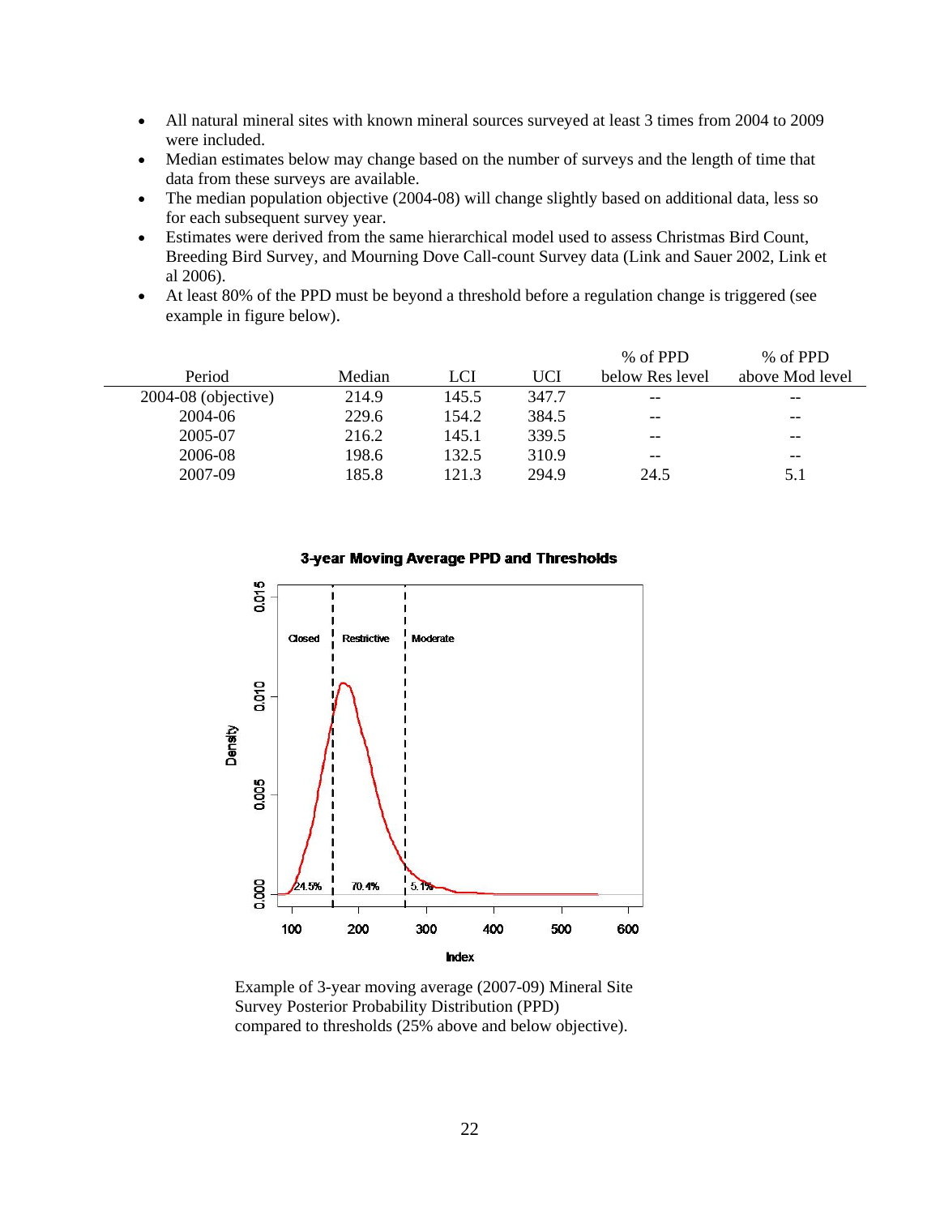- All natural mineral sites with known mineral sources surveyed at least 3 times from 2004 to 2009 were included.
- Median estimates below may change based on the number of surveys and the length of time that data from these surveys are available.
- The median population objective (2004-08) will change slightly based on additional data, less so for each subsequent survey year.
- Estimates were derived from the same hierarchical model used to assess Christmas Bird Count, Breeding Bird Survey, and Mourning Dove Call-count Survey data (Link and Sauer 2002, Link et al 2006).
- At least 80% of the PPD must be beyond a threshold before a regulation change is triggered (see example in figure below).

| Period | Median | LCI | UCI | % of PPD below Res level | % of PPD above Mod level |
|---|---|---|---|---|---|
| 2004-08 (objective) | 214.9 | 145.5 | 347.7 | -- | -- |
| 2004-06 | 229.6 | 154.2 | 384.5 | -- | -- |
| 2005-07 | 216.2 | 145.1 | 339.5 | -- | -- |
| 2006-08 | 198.6 | 132.5 | 310.9 | -- | -- |
| 2007-09 | 185.8 | 121.3 | 294.9 | 24.5 | 5.1 |

Example of 3-year moving average (2007-09) Mineral Site Survey Posterior Probability Distribution (PPD) compared to thresholds (25% above and below objective).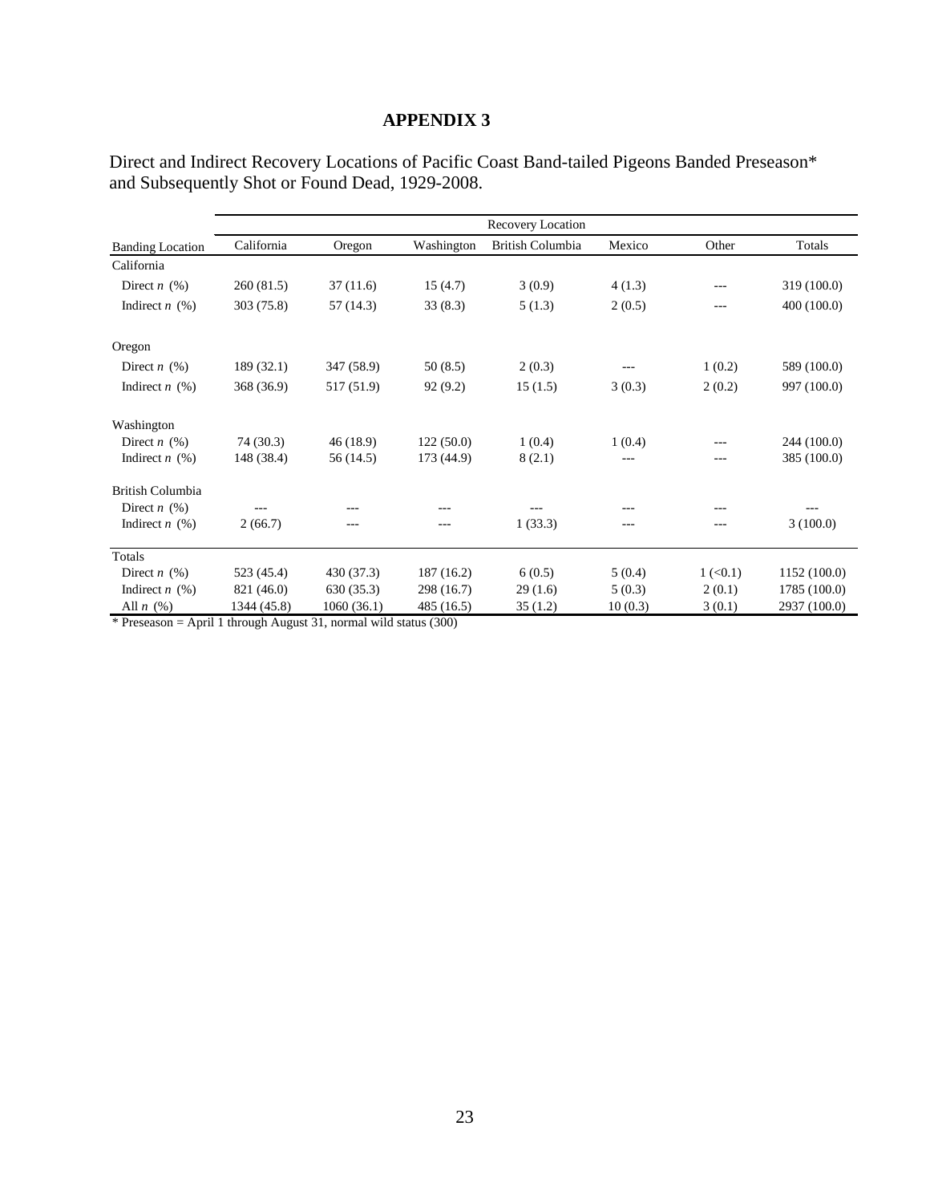# APPENDIX 3

Direct and Indirect Recovery Locations of Pacific Coast Band-tailed Pigeons Banded Preseason* and Subsequently Shot or Found Dead, 1929-2008.

| | Recovery Location | | | | | | |
|---|---|---|---|---|---|---|---|
| Banding Location | California | Oregon | Washington | British Columbia | Mexico | Other | Totals |
| California | | | | | | | |
| Direct *n* (%) | 260 (81.5) | 37 (11.6) | 15 (4.7) | 3 (0.9) | 4 (1.3) | --- | 319 (100.0) |
| Indirect *n* (%) | 303 (75.8) | 57 (14.3) | 33 (8.3) | 5 (1.3) | 2 (0.5) | --- | 400 (100.0) |
| Oregon | | | | | | | |
| Direct *n* (%) | 189 (32.1) | 347 (58.9) | 50 (8.5) | 2 (0.3) | --- | 1 (0.2) | 589 (100.0) |
| Indirect *n* (%) | 368 (36.9) | 517 (51.9) | 92 (9.2) | 15 (1.5) | 3 (0.3) | 2 (0.2) | 997 (100.0) |
| Washington | | | | | | | |
| Direct *n* (%) | 74 (30.3) | 46 (18.9) | 122 (50.0) | 1 (0.4) | 1 (0.4) | --- | 244 (100.0) |
| Indirect *n* (%) | 148 (38.4) | 56 (14.5) | 173 (44.9) | 8 (2.1) | --- | --- | 385 (100.0) |
| British Columbia | | | | | | | |
| Direct *n* (%) | --- | --- | --- | --- | --- | --- | --- |
| Indirect *n* (%) | 2 (66.7) | --- | --- | 1 (33.3) | --- | --- | 3 (100.0) |
| Totals | | | | | | | |
| Direct *n* (%) | 523 (45.4) | 430 (37.3) | 187 (16.2) | 6 (0.5) | 5 (0.4) | 1 (<0.1) | 1152 (100.0) |
| Indirect *n* (%) | 821 (46.0) | 630 (35.3) | 298 (16.7) | 29 (1.6) | 5 (0.3) | 2 (0.1) | 1785 (100.0) |
| All *n* (%) | 1344 (45.8) | 1060 (36.1) | 485 (16.5) | 35 (1.2) | 10 (0.3) | 3 (0.1) | 2937 (100.0) |

* Preseason = April 1 through August 31, normal wild status (300)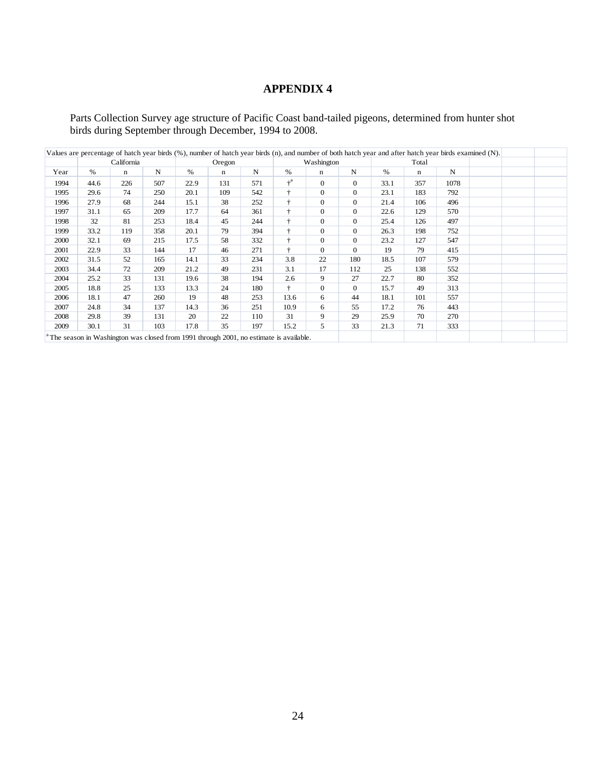# APPENDIX 4

Parts Collection Survey age structure of Pacific Coast band-tailed pigeons, determined from hunter shot birds during September through December, 1994 to 2008.

Values are percentage of hatch year birds (%), number of hatch year birds (n), and number of both hatch year and after hatch year birds examined (N).

| | California | | | Oregon | | | Washington | | | Total | | |
|---|---|---|---|---|---|---|---|---|---|---|---|---|
| Year | % | n | N | % | n | N | % | n | N | % | n | N |
| 1994 | 44.6 | 226 | 507 | 22.9 | 131 | 571 | †[a] | 0 | 0 | 33.1 | 357 | 1078 |
| 1995 | 29.6 | 74 | 250 | 20.1 | 109 | 542 | † | 0 | 0 | 23.1 | 183 | 792 |
| 1996 | 27.9 | 68 | 244 | 15.1 | 38 | 252 | † | 0 | 0 | 21.4 | 106 | 496 |
| 1997 | 31.1 | 65 | 209 | 17.7 | 64 | 361 | † | 0 | 0 | 22.6 | 129 | 570 |
| 1998 | 32 | 81 | 253 | 18.4 | 45 | 244 | † | 0 | 0 | 25.4 | 126 | 497 |
| 1999 | 33.2 | 119 | 358 | 20.1 | 79 | 394 | † | 0 | 0 | 26.3 | 198 | 752 |
| 2000 | 32.1 | 69 | 215 | 17.5 | 58 | 332 | † | 0 | 0 | 23.2 | 127 | 547 |
| 2001 | 22.9 | 33 | 144 | 17 | 46 | 271 | † | 0 | 0 | 19 | 79 | 415 |
| 2002 | 31.5 | 52 | 165 | 14.1 | 33 | 234 | 3.8 | 22 | 180 | 18.5 | 107 | 579 |
| 2003 | 34.4 | 72 | 209 | 21.2 | 49 | 231 | 3.1 | 17 | 112 | 25 | 138 | 552 |
| 2004 | 25.2 | 33 | 131 | 19.6 | 38 | 194 | 2.6 | 9 | 27 | 22.7 | 80 | 352 |
| 2005 | 18.8 | 25 | 133 | 13.3 | 24 | 180 | † | 0 | 0 | 15.7 | 49 | 313 |
| 2006 | 18.1 | 47 | 260 | 19 | 48 | 253 | 13.6 | 6 | 44 | 18.1 | 101 | 557 |
| 2007 | 24.8 | 34 | 137 | 14.3 | 36 | 251 | 10.9 | 6 | 55 | 17.2 | 76 | 443 |
| 2008 | 29.8 | 39 | 131 | 20 | 22 | 110 | 31 | 9 | 29 | 25.9 | 70 | 270 |
| 2009 | 30.1 | 31 | 103 | 17.8 | 35 | 197 | 15.2 | 5 | 33 | 21.3 | 71 | 333 |

[a] The season in Washington was closed from 1991 through 2001, no estimate is available.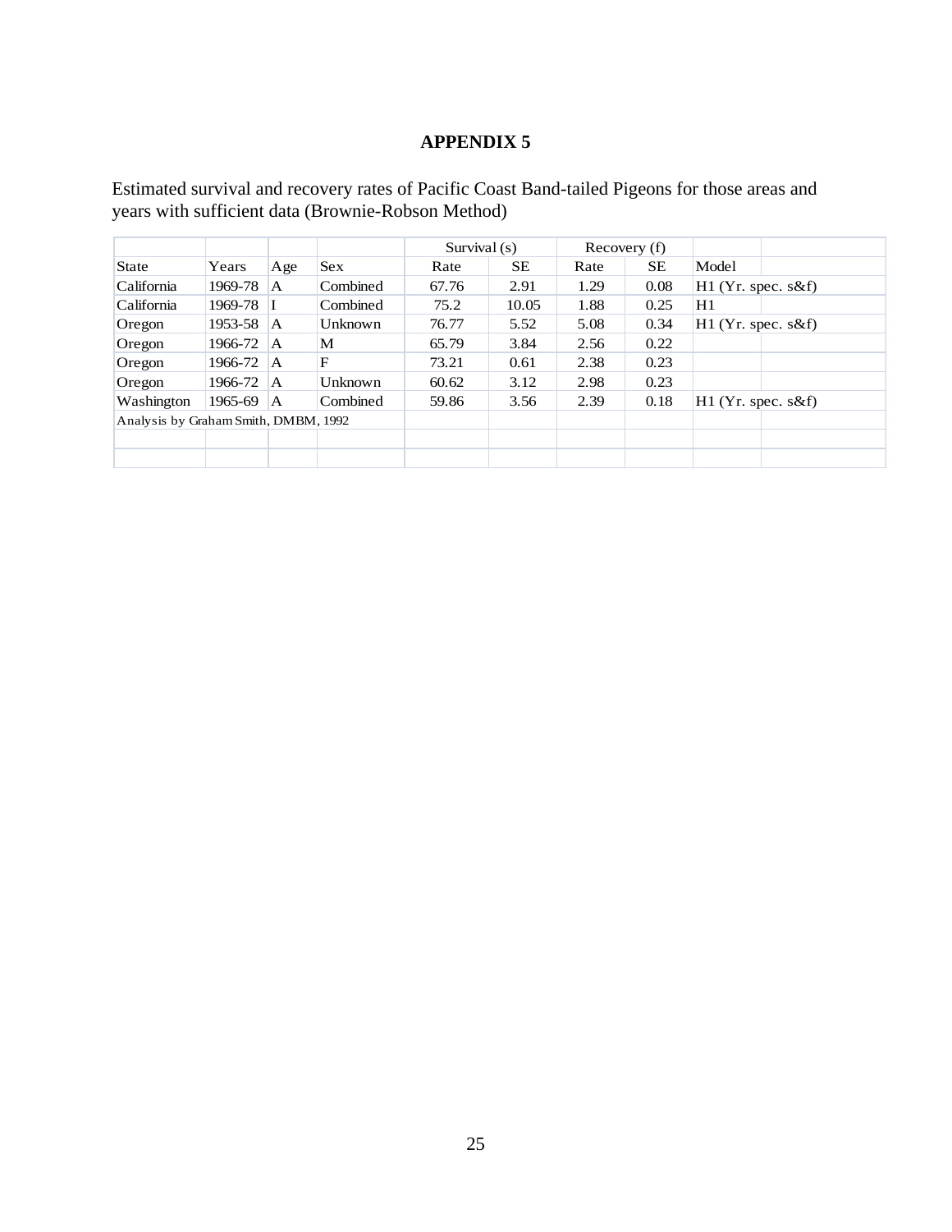# APPENDIX 5

Estimated survival and recovery rates of Pacific Coast Band-tailed Pigeons for those areas and years with sufficient data (Brownie-Robson Method)

| | | | | Survival (s) | | Recovery (f) | | |
|---|---|---|---|---|---|---|---|---|
| State | Years | Age | Sex | Rate | SE | Rate | SE | Model |
| California | 1969-78 | A | Combined | 67.76 | 2.91 | 1.29 | 0.08 | H1 (Yr. spec. s&f) |
| California | 1969-78 | I | Combined | 75.2 | 10.05 | 1.88 | 0.25 | H1 |
| Oregon | 1953-58 | A | Unknown | 76.77 | 5.52 | 5.08 | 0.34 | H1 (Yr. spec. s&f) |
| Oregon | 1966-72 | A | M | 65.79 | 3.84 | 2.56 | 0.22 | |
| Oregon | 1966-72 | A | F | 73.21 | 0.61 | 2.38 | 0.23 | |
| Oregon | 1966-72 | A | Unknown | 60.62 | 3.12 | 2.98 | 0.23 | |
| Washington | 1965-69 | A | Combined | 59.86 | 3.56 | 2.39 | 0.18 | H1 (Yr. spec. s&f) |

Analysis by Graham Smith, DMBM, 1992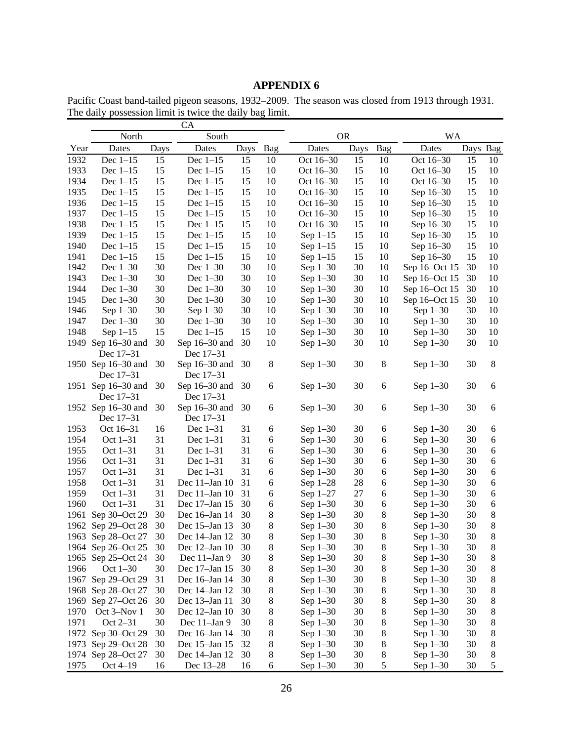# APPENDIX 6

Pacific Coast band-tailed pigeon seasons, 1932–2009. The season was closed from 1913 through 1931. The daily possession limit is twice the daily bag limit.

| | CA | | | | | OR | | | WA | | |
|---|---|---|---|---|---|---|---|---|---|---|---|
| | North | | South | | | | | | | | |
| Year | Dates | Days | Dates | Days | Bag | Dates | Days | Bag | Dates | Days | Bag |
| 1932 | Dec 1–15 | 15 | Dec 1–15 | 15 | 10 | Oct 16–30 | 15 | 10 | Oct 16–30 | 15 | 10 |
| 1933 | Dec 1–15 | 15 | Dec 1–15 | 15 | 10 | Oct 16–30 | 15 | 10 | Oct 16–30 | 15 | 10 |
| 1934 | Dec 1–15 | 15 | Dec 1–15 | 15 | 10 | Oct 16–30 | 15 | 10 | Oct 16–30 | 15 | 10 |
| 1935 | Dec 1–15 | 15 | Dec 1–15 | 15 | 10 | Oct 16–30 | 15 | 10 | Sep 16–30 | 15 | 10 |
| 1936 | Dec 1–15 | 15 | Dec 1–15 | 15 | 10 | Oct 16–30 | 15 | 10 | Sep 16–30 | 15 | 10 |
| 1937 | Dec 1–15 | 15 | Dec 1–15 | 15 | 10 | Oct 16–30 | 15 | 10 | Sep 16–30 | 15 | 10 |
| 1938 | Dec 1–15 | 15 | Dec 1–15 | 15 | 10 | Oct 16–30 | 15 | 10 | Sep 16–30 | 15 | 10 |
| 1939 | Dec 1–15 | 15 | Dec 1–15 | 15 | 10 | Sep 1–15 | 15 | 10 | Sep 16–30 | 15 | 10 |
| 1940 | Dec 1–15 | 15 | Dec 1–15 | 15 | 10 | Sep 1–15 | 15 | 10 | Sep 16–30 | 15 | 10 |
| 1941 | Dec 1–15 | 15 | Dec 1–15 | 15 | 10 | Sep 1–15 | 15 | 10 | Sep 16–30 | 15 | 10 |
| 1942 | Dec 1–30 | 30 | Dec 1–30 | 30 | 10 | Sep 1–30 | 30 | 10 | Sep 16–Oct 15 | 30 | 10 |
| 1943 | Dec 1–30 | 30 | Dec 1–30 | 30 | 10 | Sep 1–30 | 30 | 10 | Sep 16–Oct 15 | 30 | 10 |
| 1944 | Dec 1–30 | 30 | Dec 1–30 | 30 | 10 | Sep 1–30 | 30 | 10 | Sep 16–Oct 15 | 30 | 10 |
| 1945 | Dec 1–30 | 30 | Dec 1–30 | 30 | 10 | Sep 1–30 | 30 | 10 | Sep 16–Oct 15 | 30 | 10 |
| 1946 | Sep 1–30 | 30 | Sep 1–30 | 30 | 10 | Sep 1–30 | 30 | 10 | Sep 1–30 | 30 | 10 |
| 1947 | Dec 1–30 | 30 | Dec 1–30 | 30 | 10 | Sep 1–30 | 30 | 10 | Sep 1–30 | 30 | 10 |
| 1948 | Sep 1–15 | 15 | Dec 1–15 | 15 | 10 | Sep 1–30 | 30 | 10 | Sep 1–30 | 30 | 10 |
| 1949 | Sep 16–30 and Dec 17–31 | 30 | Sep 16–30 and Dec 17–31 | 30 | 10 | Sep 1–30 | 30 | 10 | Sep 1–30 | 30 | 10 |
| 1950 | Sep 16–30 and Dec 17–31 | 30 | Sep 16–30 and Dec 17–31 | 30 | 8 | Sep 1–30 | 30 | 8 | Sep 1–30 | 30 | 8 |
| 1951 | Sep 16–30 and Dec 17–31 | 30 | Sep 16–30 and Dec 17–31 | 30 | 6 | Sep 1–30 | 30 | 6 | Sep 1–30 | 30 | 6 |
| 1952 | Sep 16–30 and Dec 17–31 | 30 | Sep 16–30 and Dec 17–31 | 30 | 6 | Sep 1–30 | 30 | 6 | Sep 1–30 | 30 | 6 |
| 1953 | Oct 16–31 | 16 | Dec 1–31 | 31 | 6 | Sep 1–30 | 30 | 6 | Sep 1–30 | 30 | 6 |
| 1954 | Oct 1–31 | 31 | Dec 1–31 | 31 | 6 | Sep 1–30 | 30 | 6 | Sep 1–30 | 30 | 6 |
| 1955 | Oct 1–31 | 31 | Dec 1–31 | 31 | 6 | Sep 1–30 | 30 | 6 | Sep 1–30 | 30 | 6 |
| 1956 | Oct 1–31 | 31 | Dec 1–31 | 31 | 6 | Sep 1–30 | 30 | 6 | Sep 1–30 | 30 | 6 |
| 1957 | Oct 1–31 | 31 | Dec 1–31 | 31 | 6 | Sep 1–30 | 30 | 6 | Sep 1–30 | 30 | 6 |
| 1958 | Oct 1–31 | 31 | Dec 11–Jan 10 | 31 | 6 | Sep 1–28 | 28 | 6 | Sep 1–30 | 30 | 6 |
| 1959 | Oct 1–31 | 31 | Dec 11–Jan 10 | 31 | 6 | Sep 1–27 | 27 | 6 | Sep 1–30 | 30 | 6 |
| 1960 | Oct 1–31 | 31 | Dec 17–Jan 15 | 30 | 6 | Sep 1–30 | 30 | 6 | Sep 1–30 | 30 | 6 |
| 1961 | Sep 30–Oct 29 | 30 | Dec 16–Jan 14 | 30 | 8 | Sep 1–30 | 30 | 8 | Sep 1–30 | 30 | 8 |
| 1962 | Sep 29–Oct 28 | 30 | Dec 15–Jan 13 | 30 | 8 | Sep 1–30 | 30 | 8 | Sep 1–30 | 30 | 8 |
| 1963 | Sep 28–Oct 27 | 30 | Dec 14–Jan 12 | 30 | 8 | Sep 1–30 | 30 | 8 | Sep 1–30 | 30 | 8 |
| 1964 | Sep 26–Oct 25 | 30 | Dec 12–Jan 10 | 30 | 8 | Sep 1–30 | 30 | 8 | Sep 1–30 | 30 | 8 |
| 1965 | Sep 25–Oct 24 | 30 | Dec 11–Jan 9 | 30 | 8 | Sep 1–30 | 30 | 8 | Sep 1–30 | 30 | 8 |
| 1966 | Oct 1–30 | 30 | Dec 17–Jan 15 | 30 | 8 | Sep 1–30 | 30 | 8 | Sep 1–30 | 30 | 8 |
| 1967 | Sep 29–Oct 29 | 31 | Dec 16–Jan 14 | 30 | 8 | Sep 1–30 | 30 | 8 | Sep 1–30 | 30 | 8 |
| 1968 | Sep 28–Oct 27 | 30 | Dec 14–Jan 12 | 30 | 8 | Sep 1–30 | 30 | 8 | Sep 1–30 | 30 | 8 |
| 1969 | Sep 27–Oct 26 | 30 | Dec 13–Jan 11 | 30 | 8 | Sep 1–30 | 30 | 8 | Sep 1–30 | 30 | 8 |
| 1970 | Oct 3–Nov 1 | 30 | Dec 12–Jan 10 | 30 | 8 | Sep 1–30 | 30 | 8 | Sep 1–30 | 30 | 8 |
| 1971 | Oct 2–31 | 30 | Dec 11–Jan 9 | 30 | 8 | Sep 1–30 | 30 | 8 | Sep 1–30 | 30 | 8 |
| 1972 | Sep 30–Oct 29 | 30 | Dec 16–Jan 14 | 30 | 8 | Sep 1–30 | 30 | 8 | Sep 1–30 | 30 | 8 |
| 1973 | Sep 29–Oct 28 | 30 | Dec 15–Jan 15 | 32 | 8 | Sep 1–30 | 30 | 8 | Sep 1–30 | 30 | 8 |
| 1974 | Sep 28–Oct 27 | 30 | Dec 14–Jan 12 | 30 | 8 | Sep 1–30 | 30 | 8 | Sep 1–30 | 30 | 8 |
| 1975 | Oct 4–19 | 16 | Dec 13–28 | 16 | 6 | Sep 1–30 | 30 | 5 | Sep 1–30 | 30 | 5 |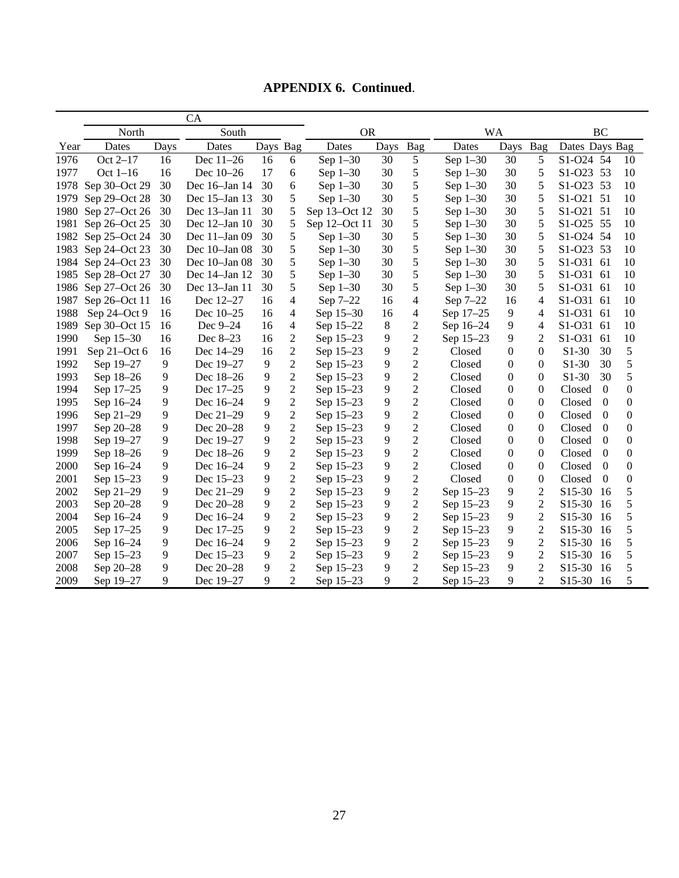**APPENDIX 6. Continued**.

| | CA | | | | | OR | | | WA | | | BC | | |
|---|---|---|---|---|---|---|---|---|---|---|---|---|---|---|
| | North | | South | | | | | | | | | | | |
| Year | Dates | Days | Dates | Days | Bag | Dates | Days | Bag | Dates | Days | Bag | Dates | Days | Bag |
| 1976 | Oct 2–17 | 16 | Dec 11–26 | 16 | 6 | Sep 1–30 | 30 | 5 | Sep 1–30 | 30 | 5 | S1-O24 | 54 | 10 |
| 1977 | Oct 1–16 | 16 | Dec 10–26 | 17 | 6 | Sep 1–30 | 30 | 5 | Sep 1–30 | 30 | 5 | S1-O23 | 53 | 10 |
| 1978 | Sep 30–Oct 29 | 30 | Dec 16–Jan 14 | 30 | 6 | Sep 1–30 | 30 | 5 | Sep 1–30 | 30 | 5 | S1-O23 | 53 | 10 |
| 1979 | Sep 29–Oct 28 | 30 | Dec 15–Jan 13 | 30 | 5 | Sep 1–30 | 30 | 5 | Sep 1–30 | 30 | 5 | S1-O21 | 51 | 10 |
| 1980 | Sep 27–Oct 26 | 30 | Dec 13–Jan 11 | 30 | 5 | Sep 13–Oct 12 | 30 | 5 | Sep 1–30 | 30 | 5 | S1-O21 | 51 | 10 |
| 1981 | Sep 26–Oct 25 | 30 | Dec 12–Jan 10 | 30 | 5 | Sep 12–Oct 11 | 30 | 5 | Sep 1–30 | 30 | 5 | S1-O25 | 55 | 10 |
| 1982 | Sep 25–Oct 24 | 30 | Dec 11–Jan 09 | 30 | 5 | Sep 1–30 | 30 | 5 | Sep 1–30 | 30 | 5 | S1-O24 | 54 | 10 |
| 1983 | Sep 24–Oct 23 | 30 | Dec 10–Jan 08 | 30 | 5 | Sep 1–30 | 30 | 5 | Sep 1–30 | 30 | 5 | S1-O23 | 53 | 10 |
| 1984 | Sep 24–Oct 23 | 30 | Dec 10–Jan 08 | 30 | 5 | Sep 1–30 | 30 | 5 | Sep 1–30 | 30 | 5 | S1-O31 | 61 | 10 |
| 1985 | Sep 28–Oct 27 | 30 | Dec 14–Jan 12 | 30 | 5 | Sep 1–30 | 30 | 5 | Sep 1–30 | 30 | 5 | S1-O31 | 61 | 10 |
| 1986 | Sep 27–Oct 26 | 30 | Dec 13–Jan 11 | 30 | 5 | Sep 1–30 | 30 | 5 | Sep 1–30 | 30 | 5 | S1-O31 | 61 | 10 |
| 1987 | Sep 26–Oct 11 | 16 | Dec 12–27 | 16 | 4 | Sep 7–22 | 16 | 4 | Sep 7–22 | 16 | 4 | S1-O31 | 61 | 10 |
| 1988 | Sep 24–Oct 9 | 16 | Dec 10–25 | 16 | 4 | Sep 15–30 | 16 | 4 | Sep 17–25 | 9 | 4 | S1-O31 | 61 | 10 |
| 1989 | Sep 30–Oct 15 | 16 | Dec 9–24 | 16 | 4 | Sep 15–22 | 8 | 2 | Sep 16–24 | 9 | 4 | S1-O31 | 61 | 10 |
| 1990 | Sep 15–30 | 16 | Dec 8–23 | 16 | 2 | Sep 15–23 | 9 | 2 | Sep 15–23 | 9 | 2 | S1-O31 | 61 | 10 |
| 1991 | Sep 21–Oct 6 | 16 | Dec 14–29 | 16 | 2 | Sep 15–23 | 9 | 2 | Closed | 0 | 0 | S1-30 | 30 | 5 |
| 1992 | Sep 19–27 | 9 | Dec 19–27 | 9 | 2 | Sep 15–23 | 9 | 2 | Closed | 0 | 0 | S1-30 | 30 | 5 |
| 1993 | Sep 18–26 | 9 | Dec 18–26 | 9 | 2 | Sep 15–23 | 9 | 2 | Closed | 0 | 0 | S1-30 | 30 | 5 |
| 1994 | Sep 17–25 | 9 | Dec 17–25 | 9 | 2 | Sep 15–23 | 9 | 2 | Closed | 0 | 0 | Closed | 0 | 0 |
| 1995 | Sep 16–24 | 9 | Dec 16–24 | 9 | 2 | Sep 15–23 | 9 | 2 | Closed | 0 | 0 | Closed | 0 | 0 |
| 1996 | Sep 21–29 | 9 | Dec 21–29 | 9 | 2 | Sep 15–23 | 9 | 2 | Closed | 0 | 0 | Closed | 0 | 0 |
| 1997 | Sep 20–28 | 9 | Dec 20–28 | 9 | 2 | Sep 15–23 | 9 | 2 | Closed | 0 | 0 | Closed | 0 | 0 |
| 1998 | Sep 19–27 | 9 | Dec 19–27 | 9 | 2 | Sep 15–23 | 9 | 2 | Closed | 0 | 0 | Closed | 0 | 0 |
| 1999 | Sep 18–26 | 9 | Dec 18–26 | 9 | 2 | Sep 15–23 | 9 | 2 | Closed | 0 | 0 | Closed | 0 | 0 |
| 2000 | Sep 16–24 | 9 | Dec 16–24 | 9 | 2 | Sep 15–23 | 9 | 2 | Closed | 0 | 0 | Closed | 0 | 0 |
| 2001 | Sep 15–23 | 9 | Dec 15–23 | 9 | 2 | Sep 15–23 | 9 | 2 | Closed | 0 | 0 | Closed | 0 | 0 |
| 2002 | Sep 21–29 | 9 | Dec 21–29 | 9 | 2 | Sep 15–23 | 9 | 2 | Sep 15–23 | 9 | 2 | S15-30 | 16 | 5 |
| 2003 | Sep 20–28 | 9 | Dec 20–28 | 9 | 2 | Sep 15–23 | 9 | 2 | Sep 15–23 | 9 | 2 | S15-30 | 16 | 5 |
| 2004 | Sep 16–24 | 9 | Dec 16–24 | 9 | 2 | Sep 15–23 | 9 | 2 | Sep 15–23 | 9 | 2 | S15-30 | 16 | 5 |
| 2005 | Sep 17–25 | 9 | Dec 17–25 | 9 | 2 | Sep 15–23 | 9 | 2 | Sep 15–23 | 9 | 2 | S15-30 | 16 | 5 |
| 2006 | Sep 16–24 | 9 | Dec 16–24 | 9 | 2 | Sep 15–23 | 9 | 2 | Sep 15–23 | 9 | 2 | S15-30 | 16 | 5 |
| 2007 | Sep 15–23 | 9 | Dec 15–23 | 9 | 2 | Sep 15–23 | 9 | 2 | Sep 15–23 | 9 | 2 | S15-30 | 16 | 5 |
| 2008 | Sep 20–28 | 9 | Dec 20–28 | 9 | 2 | Sep 15–23 | 9 | 2 | Sep 15–23 | 9 | 2 | S15-30 | 16 | 5 |
| 2009 | Sep 19–27 | 9 | Dec 19–27 | 9 | 2 | Sep 15–23 | 9 | 2 | Sep 15–23 | 9 | 2 | S15-30 | 16 | 5 |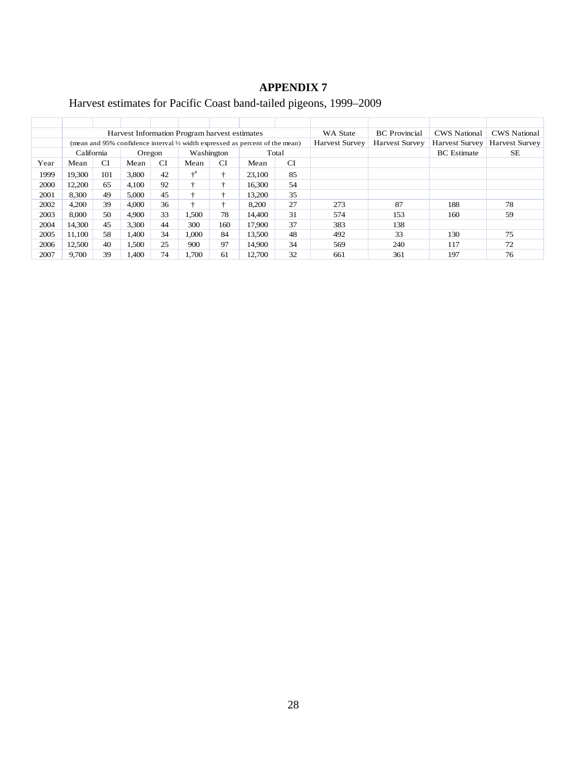# APPENDIX 7

Harvest estimates for Pacific Coast band-tailed pigeons, 1999–2009

| | Harvest Information Program harvest estimates (mean and 95% confidence interval ½ width expressed as percent of the mean) | | | | | | | | WA State Harvest Survey | BC Provincial Harvest Survey | CWS National Harvest Survey BC Estimate | CWS National Harvest Survey SE |
|---|---|---|---|---|---|---|---|---|---|---|---|---|
| | California | | Oregon | | Washington | | Total | | | | | |
| Year | Mean | CI | Mean | CI | Mean | CI | Mean | CI | | | | |
| 1999 | 19,300 | 101 | 3,800 | 42 | †[a] | † | 23,100 | 85 | | | | |
| 2000 | 12,200 | 65 | 4,100 | 92 | † | † | 16,300 | 54 | | | | |
| 2001 | 8,300 | 49 | 5,000 | 45 | † | † | 13,200 | 35 | | | | |
| 2002 | 4,200 | 39 | 4,000 | 36 | † | † | 8,200 | 27 | 273 | 87 | 188 | 78 |
| 2003 | 8,000 | 50 | 4,900 | 33 | 1,500 | 78 | 14,400 | 31 | 574 | 153 | 160 | 59 |
| 2004 | 14,300 | 45 | 3,300 | 44 | 300 | 160 | 17,900 | 37 | 383 | 138 | | |
| 2005 | 11,100 | 58 | 1,400 | 34 | 1,000 | 84 | 13,500 | 48 | 492 | 33 | 130 | 75 |
| 2006 | 12,500 | 40 | 1,500 | 25 | 900 | 97 | 14,900 | 34 | 569 | 240 | 117 | 72 |
| 2007 | 9,700 | 39 | 1,400 | 74 | 1,700 | 61 | 12,700 | 32 | 661 | 361 | 197 | 76 |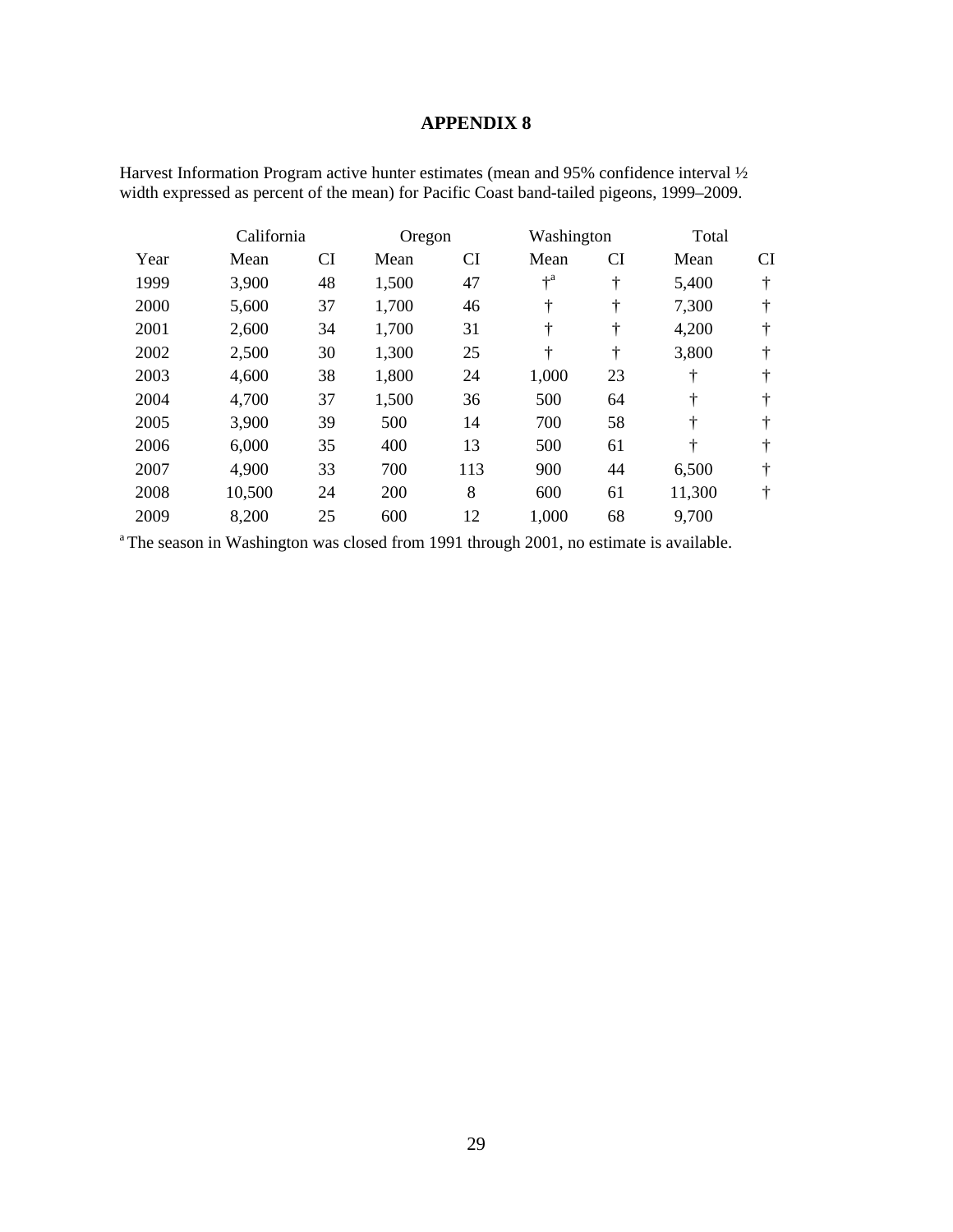# APPENDIX 8

Harvest Information Program active hunter estimates (mean and 95% confidence interval ½ width expressed as percent of the mean) for Pacific Coast band-tailed pigeons, 1999–2009.

| | California | | Oregon | | Washington | | Total | |
|---|---|---|---|---|---|---|---|---|
| Year | Mean | CI | Mean | CI | Mean | CI | Mean | CI |
| 1999 | 3,900 | 48 | 1,500 | 47 | †[a] | † | 5,400 | † |
| 2000 | 5,600 | 37 | 1,700 | 46 | † | † | 7,300 | † |
| 2001 | 2,600 | 34 | 1,700 | 31 | † | † | 4,200 | † |
| 2002 | 2,500 | 30 | 1,300 | 25 | † | † | 3,800 | † |
| 2003 | 4,600 | 38 | 1,800 | 24 | 1,000 | 23 | † | † |
| 2004 | 4,700 | 37 | 1,500 | 36 | 500 | 64 | † | † |
| 2005 | 3,900 | 39 | 500 | 14 | 700 | 58 | † | † |
| 2006 | 6,000 | 35 | 400 | 13 | 500 | 61 | † | † |
| 2007 | 4,900 | 33 | 700 | 113 | 900 | 44 | 6,500 | † |
| 2008 | 10,500 | 24 | 200 | 8 | 600 | 61 | 11,300 | † |
| 2009 | 8,200 | 25 | 600 | 12 | 1,000 | 68 | 9,700 | |

[a] The season in Washington was closed from 1991 through 2001, no estimate is available.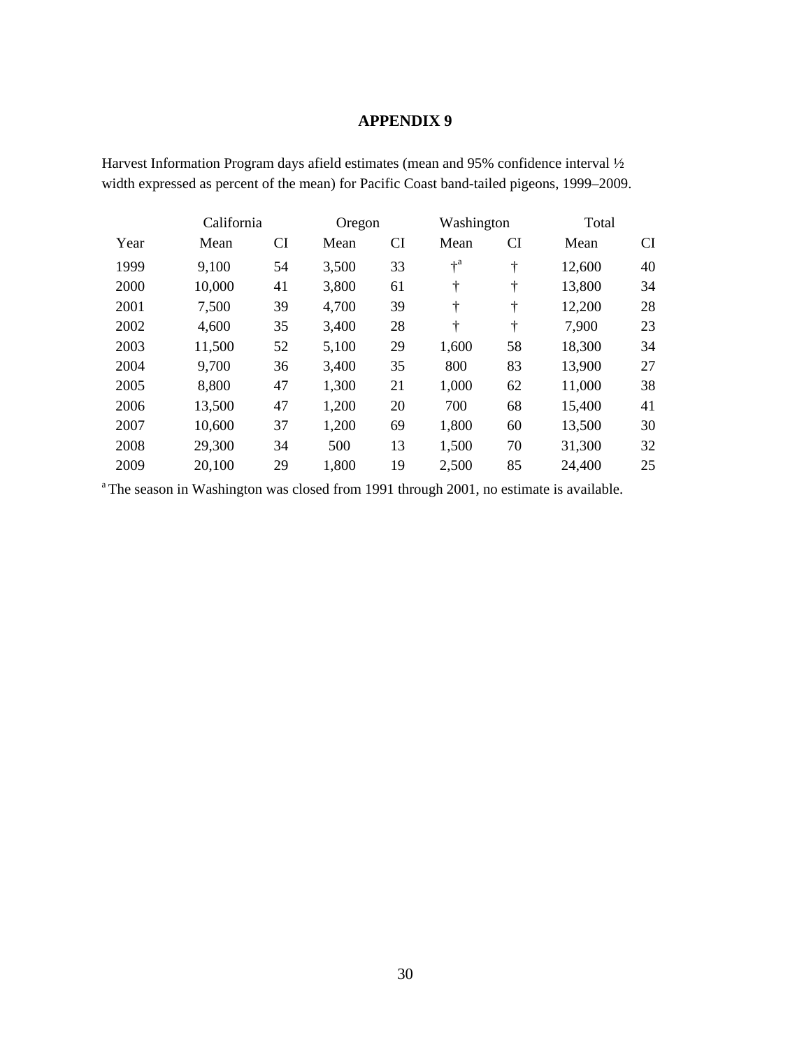# APPENDIX 9

Harvest Information Program days afield estimates (mean and 95% confidence interval ½ width expressed as percent of the mean) for Pacific Coast band-tailed pigeons, 1999–2009.

| | California | | Oregon | | Washington | | Total | |
|---|---|---|---|---|---|---|---|---|
| Year | Mean | CI | Mean | CI | Mean | CI | Mean | CI |
| 1999 | 9,100 | 54 | 3,500 | 33 | †[a] | † | 12,600 | 40 |
| 2000 | 10,000 | 41 | 3,800 | 61 | † | † | 13,800 | 34 |
| 2001 | 7,500 | 39 | 4,700 | 39 | † | † | 12,200 | 28 |
| 2002 | 4,600 | 35 | 3,400 | 28 | † | † | 7,900 | 23 |
| 2003 | 11,500 | 52 | 5,100 | 29 | 1,600 | 58 | 18,300 | 34 |
| 2004 | 9,700 | 36 | 3,400 | 35 | 800 | 83 | 13,900 | 27 |
| 2005 | 8,800 | 47 | 1,300 | 21 | 1,000 | 62 | 11,000 | 38 |
| 2006 | 13,500 | 47 | 1,200 | 20 | 700 | 68 | 15,400 | 41 |
| 2007 | 10,600 | 37 | 1,200 | 69 | 1,800 | 60 | 13,500 | 30 |
| 2008 | 29,300 | 34 | 500 | 13 | 1,500 | 70 | 31,300 | 32 |
| 2009 | 20,100 | 29 | 1,800 | 19 | 2,500 | 85 | 24,400 | 25 |

[a] The season in Washington was closed from 1991 through 2001, no estimate is available.